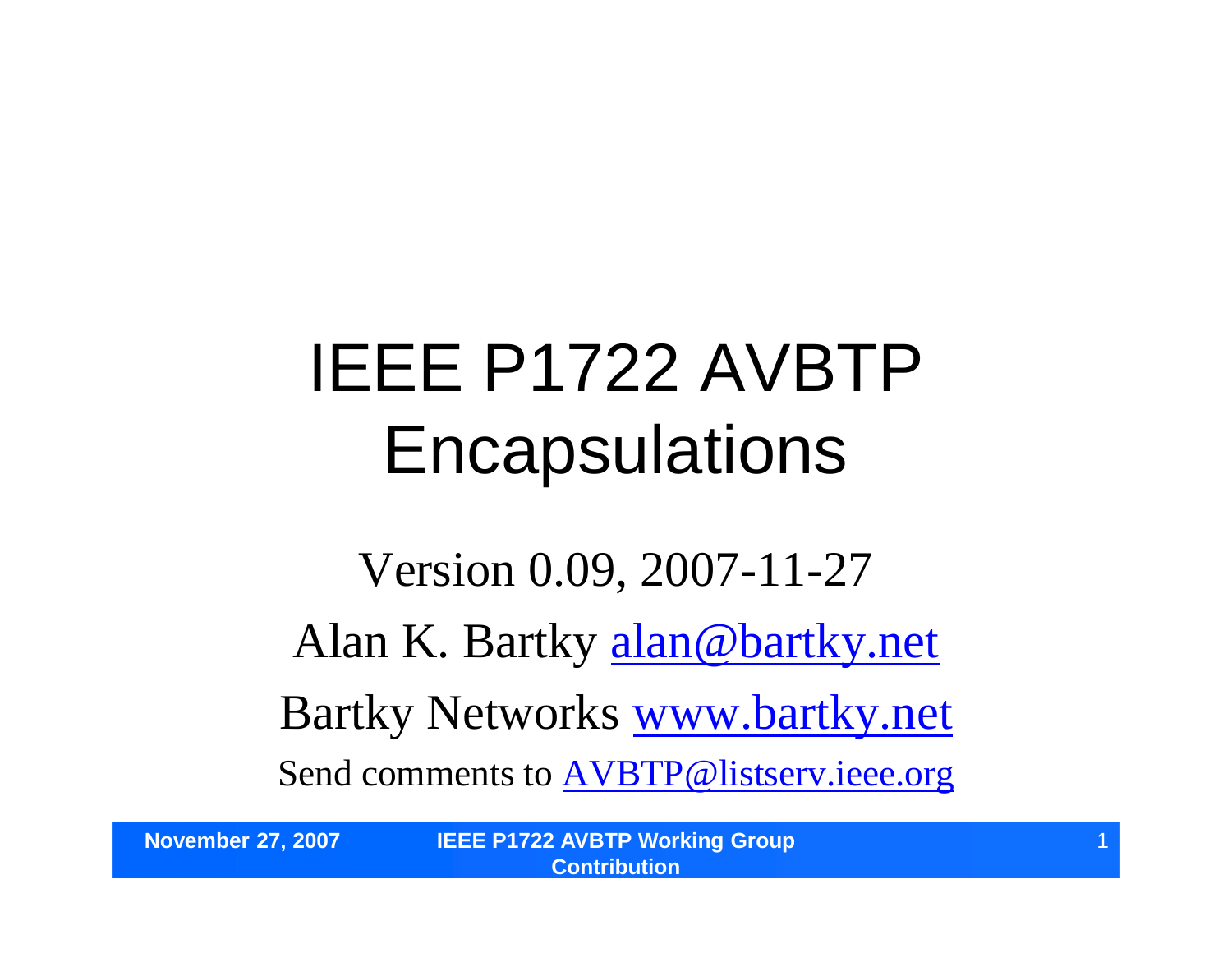# IEEE P1722 AVBTP Encapsulations

Version 0.09, 2007-11-27

Alan K. Bartky alan@bartky.net

Bartky Networks www.bartky.net

Send comments to AVBTP@listserv.ieee.org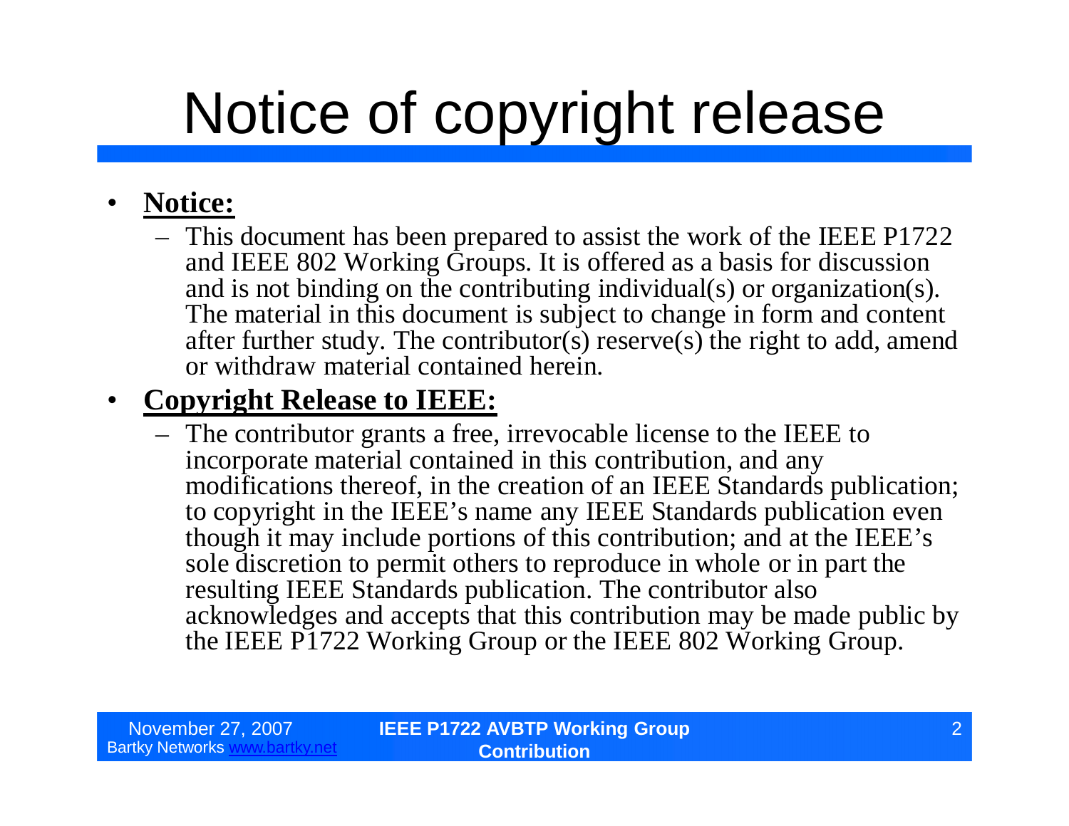# Notice of copyright release

- **Notice:**
  - This document has been prepared to assist the work of the IEEE P1722 and IEEE 802 Working Groups. It is offered as a basis for discussion and is not binding on the contributing individual(s) or organization(s). The material in this document is subject to change in form and content after further study. The contributor(s) reserve(s) the right to add, amend or withdraw material contained herein.
- **Copyright Release to IEEE:**
  - The contributor grants a free, irrevocable license to the IEEE to incorporate material contained in this contribution, and any modifications thereof, in the creation of an IEEE Standards publication; to copyright in the IEEE's name any IEEE Standards publication even though it may include portions of this contribution; and at the IEEE's sole discretion to permit others to reproduce in whole or in part the resulting IEEE Standards publication. The contributor also acknowledges and accepts that this contribution may be made public by the IEEE P1722 Working Group or the IEEE 802 Working Group.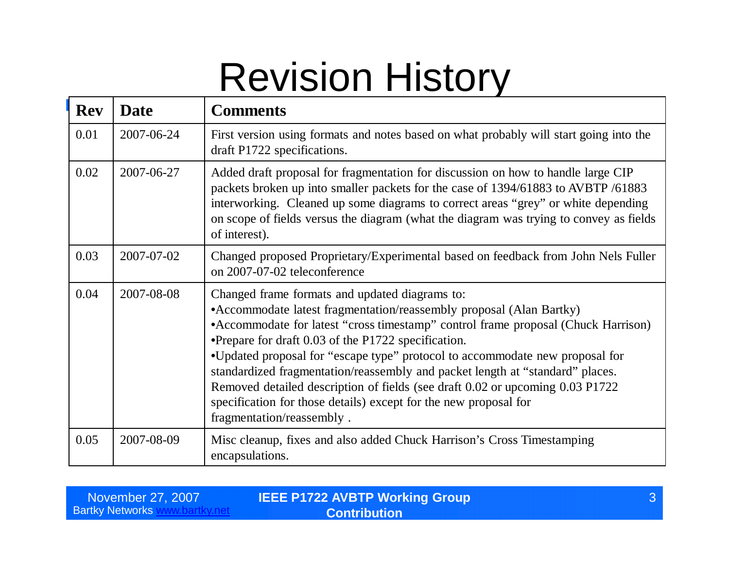# Revision History

| Rev | Date | Comments |
| --- | --- | --- |
| 0.01 | 2007-06-24 | First version using formats and notes based on what probably will start going into the draft P1722 specifications. |
| 0.02 | 2007-06-27 | Added draft proposal for fragmentation for discussion on how to handle large CIP packets broken up into smaller packets for the case of 1394/61883 to AVBTP /61883 interworking. Cleaned up some diagrams to correct areas “grey” or white depending on scope of fields versus the diagram (what the diagram was trying to convey as fields of interest). |
| 0.03 | 2007-07-02 | Changed proposed Proprietary/Experimental based on feedback from John Nels Fuller on 2007-07-02 teleconference |
| 0.04 | 2007-08-08 | Changed frame formats and updated diagrams to:<br>•Accommodate latest fragmentation/reassembly proposal (Alan Bartky)<br>•Accommodate for latest “cross timestamp” control frame proposal (Chuck Harrison)<br>•Prepare for draft 0.03 of the P1722 specification.<br>•Updated proposal for “escape type” protocol to accommodate new proposal for standardized fragmentation/reassembly and packet length at “standard” places. Removed detailed description of fields (see draft 0.02 or upcoming 0.03 P1722 specification for those details) except for the new proposal for fragmentation/reassembly . |
| 0.05 | 2007-08-09 | Misc cleanup, fixes and also added Chuck Harrison’s Cross Timestamping encapsulations. |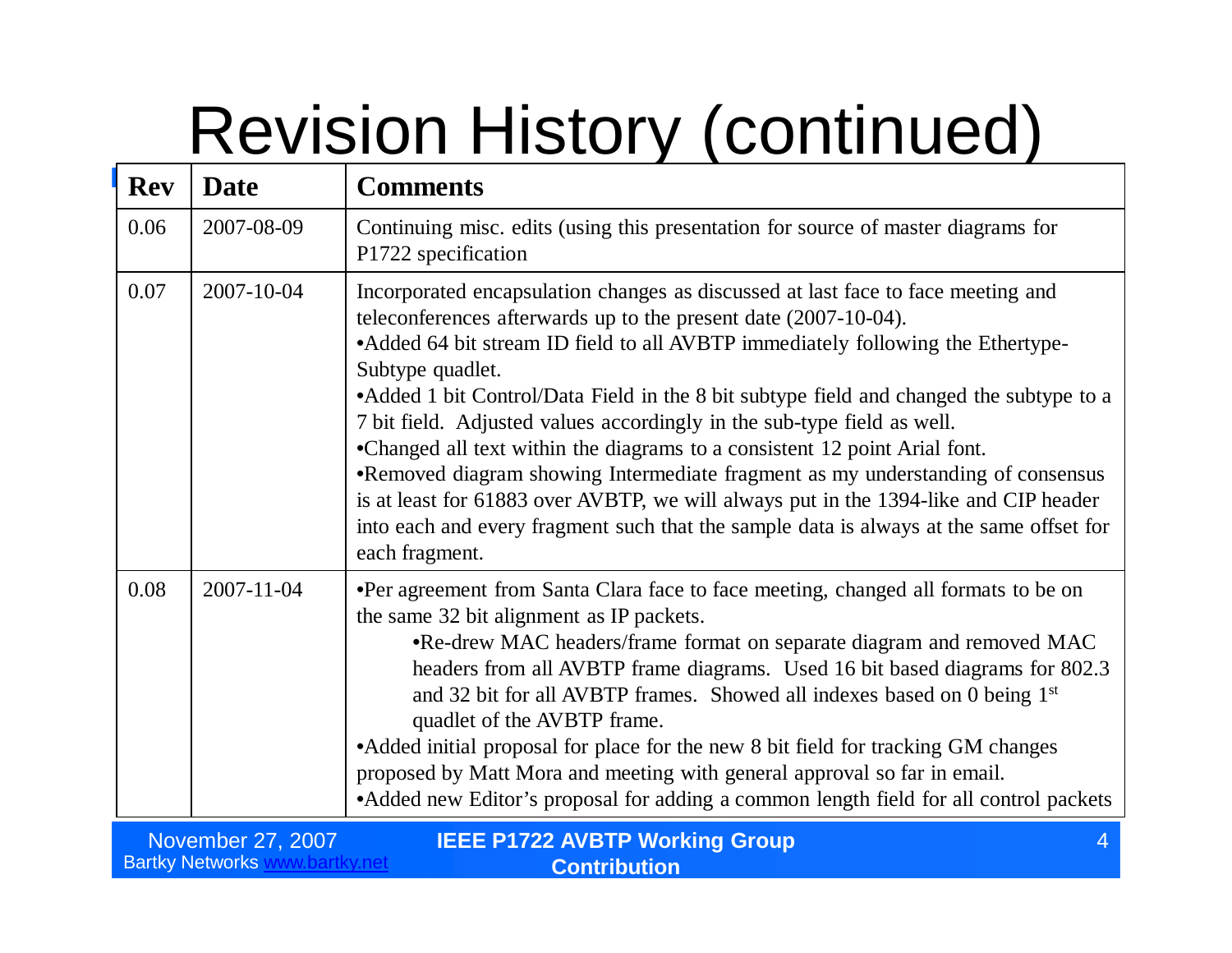# Revision History (continued)

| Rev | Date | Comments |
|---|---|---|
| 0.06 | 2007-08-09 | Continuing misc. edits (using this presentation for source of master diagrams for P1722 specification |
| 0.07 | 2007-10-04 | Incorporated encapsulation changes as discussed at last face to face meeting and teleconferences afterwards up to the present date (2007-10-04).<br>•Added 64 bit stream ID field to all AVBTP immediately following the Ethertype-Subtype quadlet.<br>•Added 1 bit Control/Data Field in the 8 bit subtype field and changed the subtype to a 7 bit field. Adjusted values accordingly in the sub-type field as well.<br>•Changed all text within the diagrams to a consistent 12 point Arial font.<br>•Removed diagram showing Intermediate fragment as my understanding of consensus is at least for 61883 over AVBTP, we will always put in the 1394-like and CIP header into each and every fragment such that the sample data is always at the same offset for each fragment. |
| 0.08 | 2007-11-04 | •Per agreement from Santa Clara face to face meeting, changed all formats to be on the same 32 bit alignment as IP packets.<br>•Re-drew MAC headers/frame format on separate diagram and removed MAC headers from all AVBTP frame diagrams. Used 16 bit based diagrams for 802.3 and 32 bit for all AVBTP frames. Showed all indexes based on 0 being 1st quadlet of the AVBTP frame.<br>•Added initial proposal for place for the new 8 bit field for tracking GM changes proposed by Matt Mora and meeting with general approval so far in email.<br>•Added new Editor's proposal for adding a common length field for all control packets |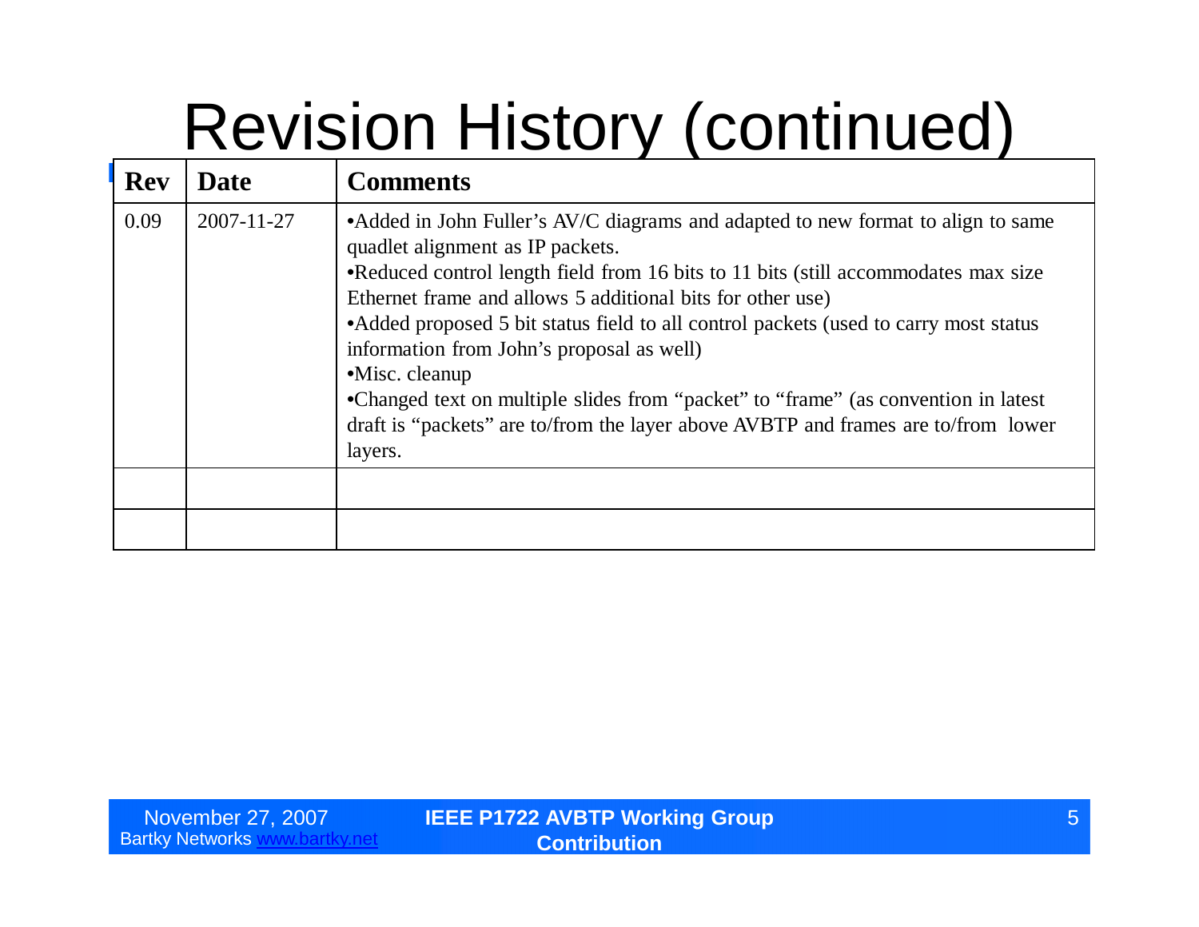# Revision History (continued)

| Rev | Date | Comments |
|---|---|---|
| 0.09 | 2007-11-27 | •Added in John Fuller's AV/C diagrams and adapted to new format to align to same quadlet alignment as IP packets.<br>•Reduced control length field from 16 bits to 11 bits (still accommodates max size Ethernet frame and allows 5 additional bits for other use)<br>•Added proposed 5 bit status field to all control packets (used to carry most status information from John's proposal as well)<br>•Misc. cleanup<br>•Changed text on multiple slides from "packet" to "frame" (as convention in latest draft is "packets" are to/from the layer above AVBTP and frames are to/from lower layers. |
| | | |
| | | |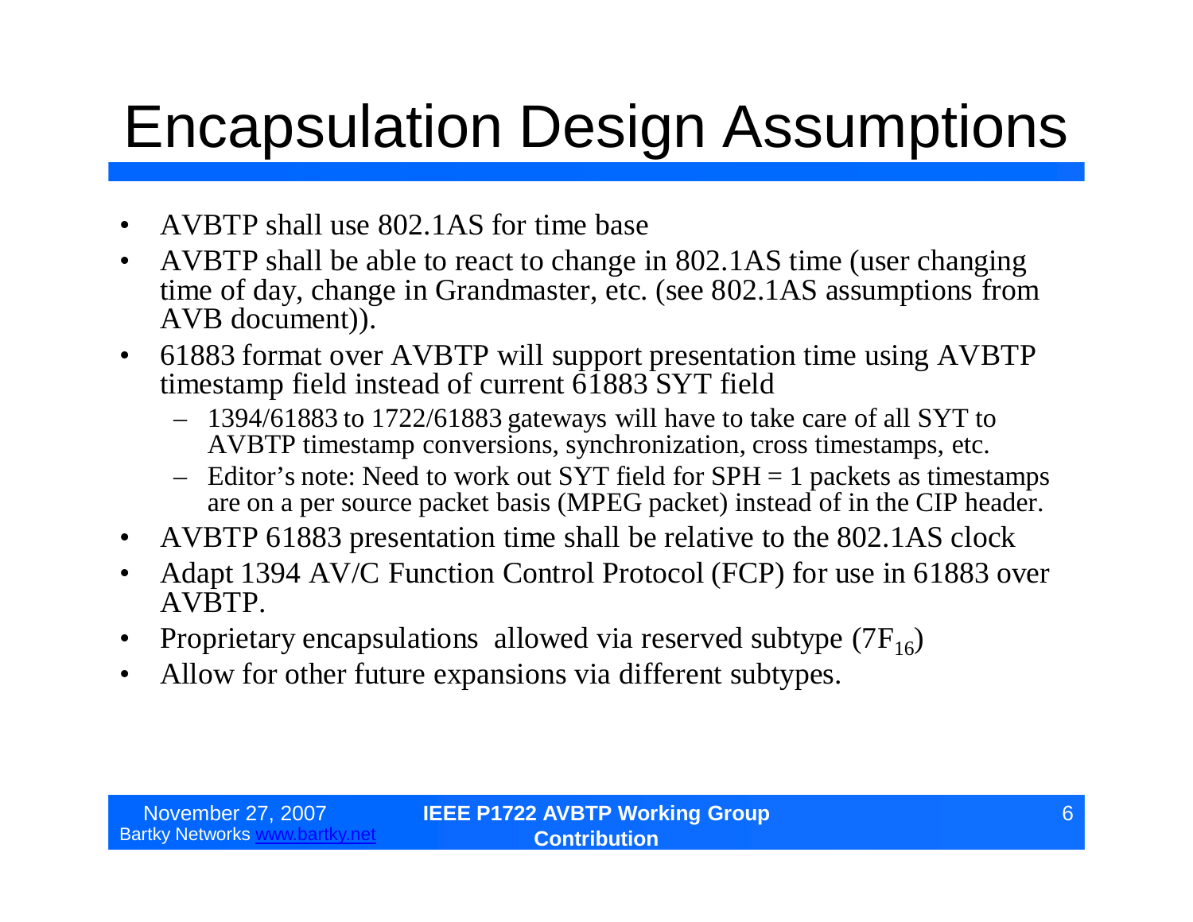# Encapsulation Design Assumptions

- AVBTP shall use 802.1AS for time base
- AVBTP shall be able to react to change in 802.1AS time (user changing time of day, change in Grandmaster, etc. (see 802.1AS assumptions from AVB document)).
- 61883 format over AVBTP will support presentation time using AVBTP timestamp field instead of current 61883 SYT field
  - 1394/61883 to 1722/61883 gateways will have to take care of all SYT to AVBTP timestamp conversions, synchronization, cross timestamps, etc.
  - Editor's note: Need to work out SYT field for SPH = 1 packets as timestamps are on a per source packet basis (MPEG packet) instead of in the CIP header.
- AVBTP 61883 presentation time shall be relative to the 802.1AS clock
- Adapt 1394 AV/C Function Control Protocol (FCP) for use in 61883 over AVBTP.
- Proprietary encapsulations allowed via reserved subtype ($7F_{16}$)
- Allow for other future expansions via different subtypes.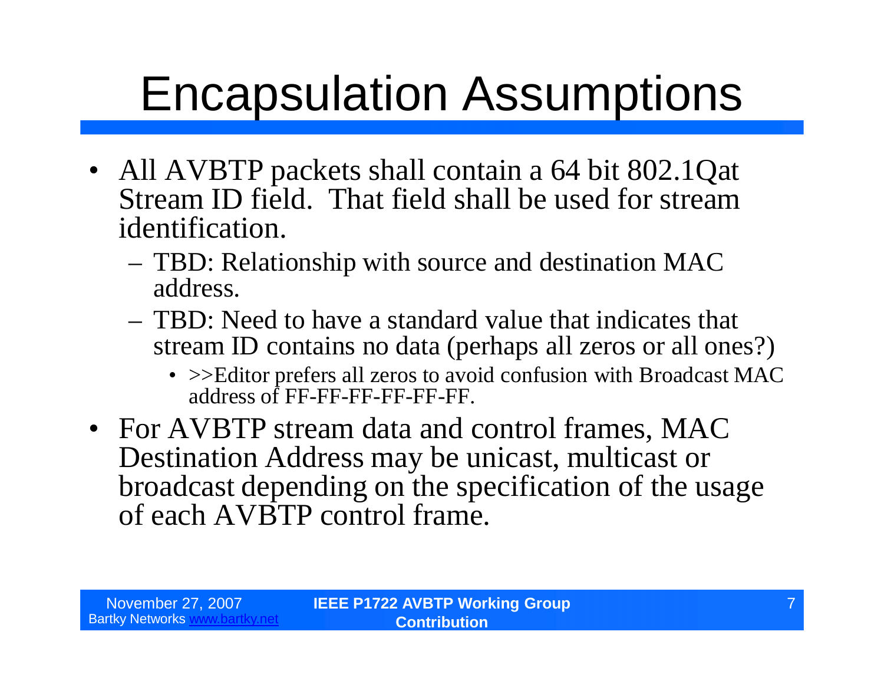# Encapsulation Assumptions

- All AVBTP packets shall contain a 64 bit 802.1Qat Stream ID field. That field shall be used for stream identification.
  - TBD: Relationship with source and destination MAC address.
  - TBD: Need to have a standard value that indicates that stream ID contains no data (perhaps all zeros or all ones?)
    - >>Editor prefers all zeros to avoid confusion with Broadcast MAC address of FF-FF-FF-FF-FF-FF.
- For AVBTP stream data and control frames, MAC Destination Address may be unicast, multicast or broadcast depending on the specification of the usage of each AVBTP control frame.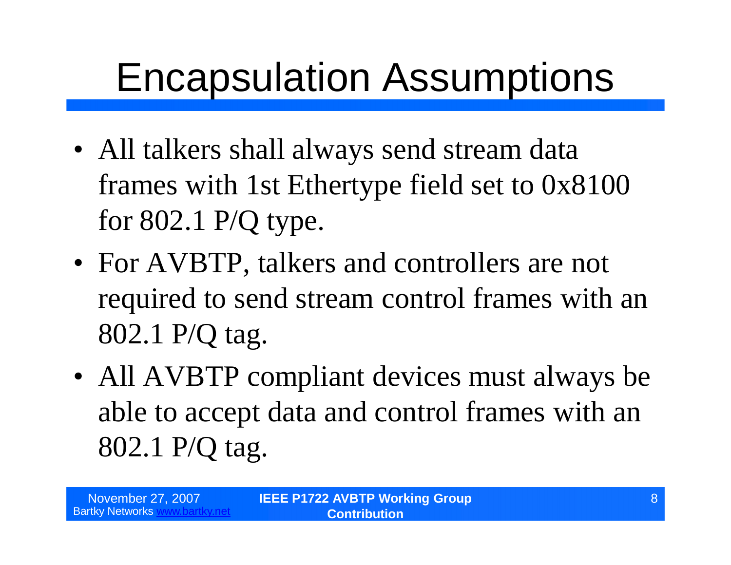# Encapsulation Assumptions

- All talkers shall always send stream data frames with 1st Ethertype field set to 0x8100 for 802.1 P/Q type.
- For AVBTP, talkers and controllers are not required to send stream control frames with an 802.1 P/Q tag.
- All AVBTP compliant devices must always be able to accept data and control frames with an 802.1 P/Q tag.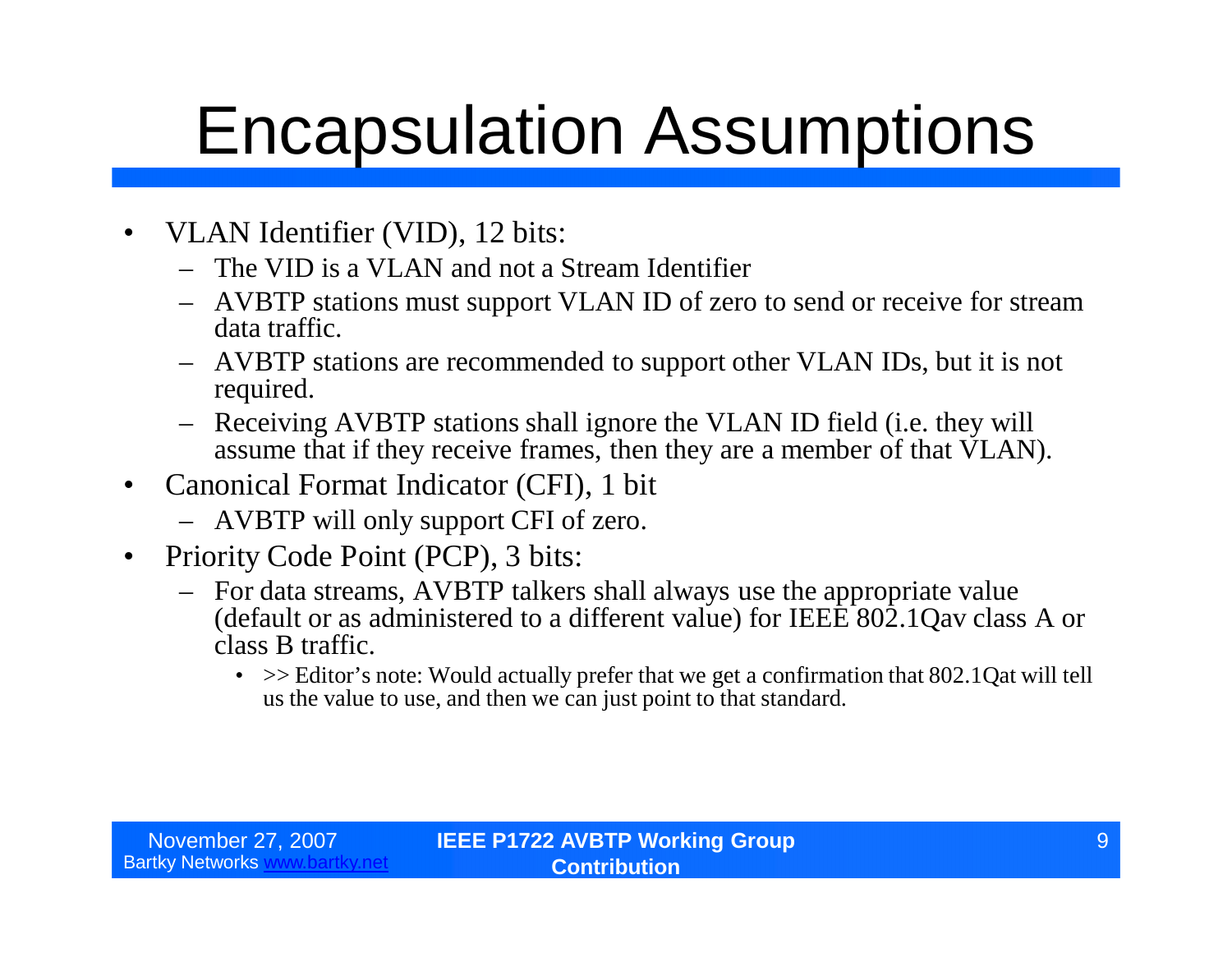# Encapsulation Assumptions

- VLAN Identifier (VID), 12 bits:
  - The VID is a VLAN and not a Stream Identifier
  - AVBTP stations must support VLAN ID of zero to send or receive for stream data traffic.
  - AVBTP stations are recommended to support other VLAN IDs, but it is not required.
  - Receiving AVBTP stations shall ignore the VLAN ID field (i.e. they will assume that if they receive frames, then they are a member of that VLAN).
- Canonical Format Indicator (CFI), 1 bit
  - AVBTP will only support CFI of zero.
- Priority Code Point (PCP), 3 bits:
  - For data streams, AVBTP talkers shall always use the appropriate value (default or as administered to a different value) for IEEE 802.1Qav class A or class B traffic.
    - >> Editor's note: Would actually prefer that we get a confirmation that 802.1Qat will tell us the value to use, and then we can just point to that standard.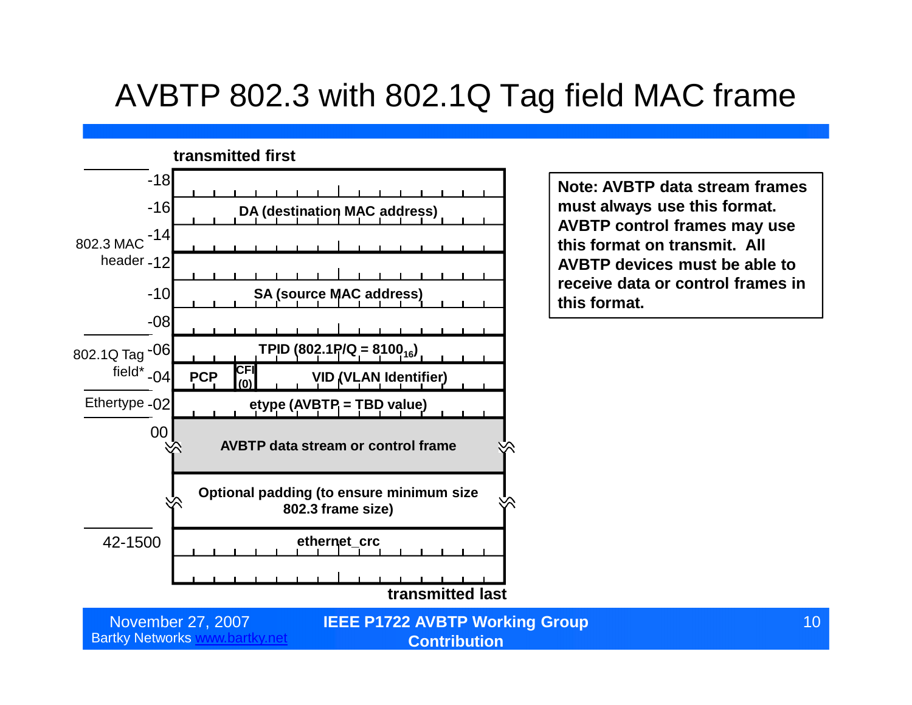# AVBTP 802.3 with 802.1Q Tag field MAC frame

transmitted first

| Group | Offset | Field |
|---|---|---|
| 802.3 MAC header | -18 | |
| | -16 | DA (destination MAC address) |
| | -14 | |
| | -12 | |
| | -10 | SA (source MAC address) |
| | -08 | |
| 802.1Q Tag field* | -06 | TPID (802.1P/Q = $8100_{16}$) |
| | -04 | PCP \| CFI (0) \| VID (VLAN Identifier) |
| Ethertype | -02 | etype (AVBTP = TBD value) |
| | 00 | AVBTP data stream or control frame |
| | | Optional padding (to ensure minimum size 802.3 frame size) |
| | 42-1500 | ethernet_crc |
| | | |

transmitted last

**Note: AVBTP data stream frames must always use this format. AVBTP control frames may use this format on transmit. All AVBTP devices must be able to receive data or control frames in this format.**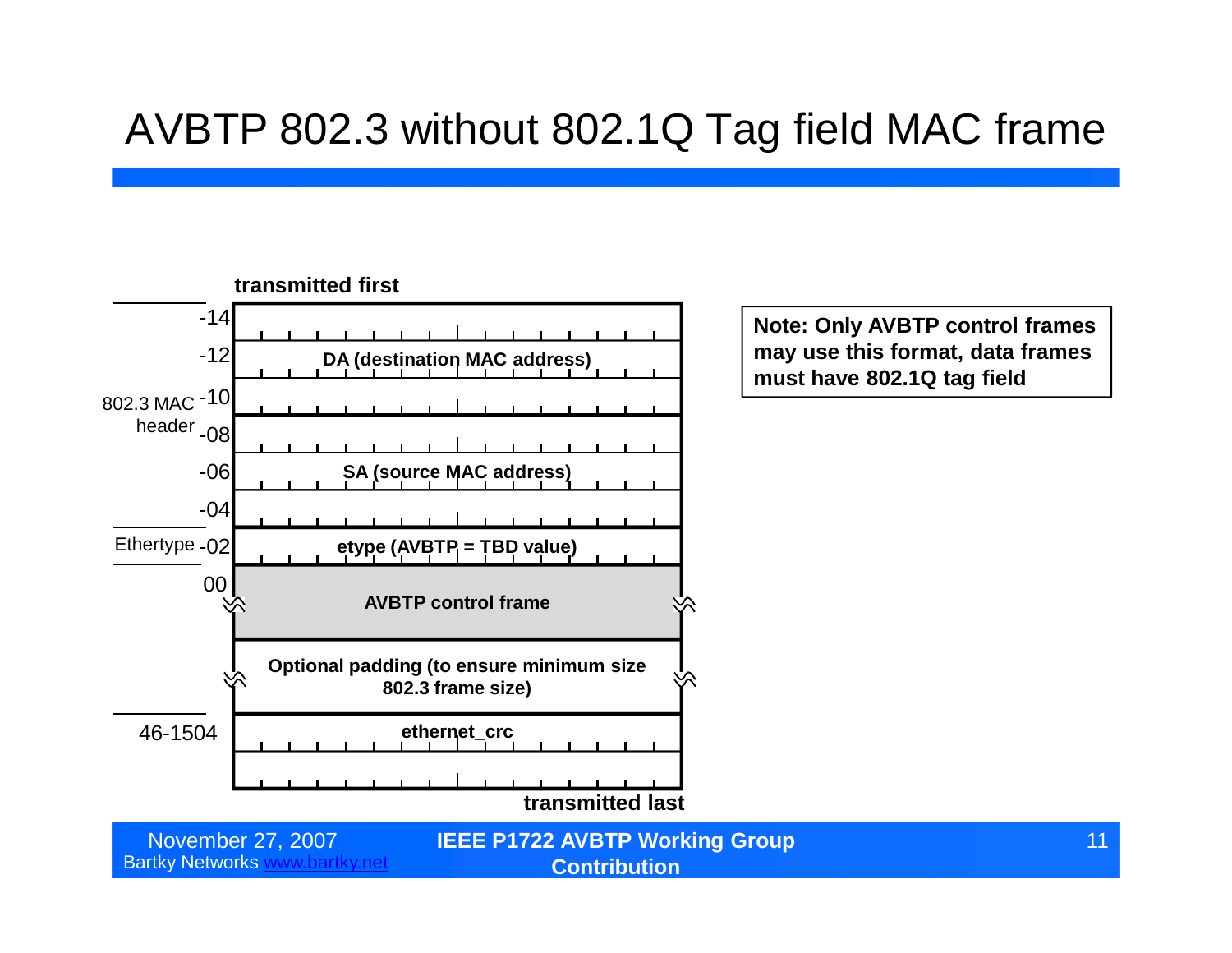# AVBTP 802.3 without 802.1Q Tag field MAC frame

**transmitted first**

| Offset | Label | Field |
|---|---|---|
| -14 | 802.3 MAC header | DA (destination MAC address) |
| -12 | | |
| -10 | | |
| -08 | | SA (source MAC address) |
| -06 | | |
| -04 | | |
| -02 | Ethertype | etype (AVBTP = TBD value) |
| 00 | | AVBTP control frame |
| | | Optional padding (to ensure minimum size 802.3 frame size) |
| 46-1504 | | ethernet_crc |

**transmitted last**

**Note: Only AVBTP control frames may use this format, data frames must have 802.1Q tag field**

November 27, 2007
Bartky Networks [www.bartky.net](http://www.bartky.net)

**IEEE P1722 AVBTP Working Group Contribution**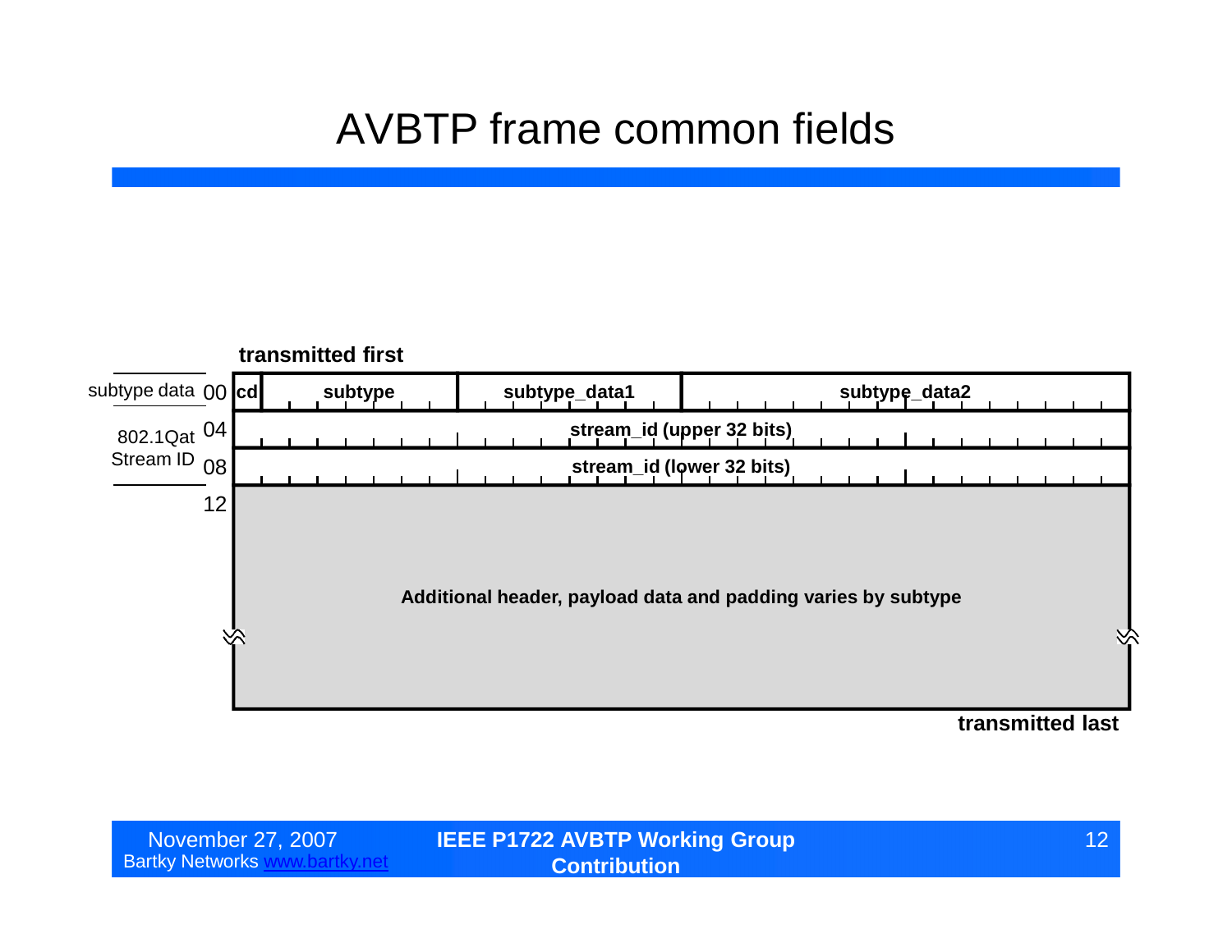# AVBTP frame common fields

transmitted first

| | Offset | | | | |
|---|---|---|---|---|---|
| subtype data | 00 | cd | subtype | subtype_data1 | subtype_data2 |
| 802.1Qat Stream ID | 04 | stream_id (upper 32 bits) | | | |
| | 08 | stream_id (lower 32 bits) | | | |
| | 12 | Additional header, payload data and padding varies by subtype | | | |

transmitted last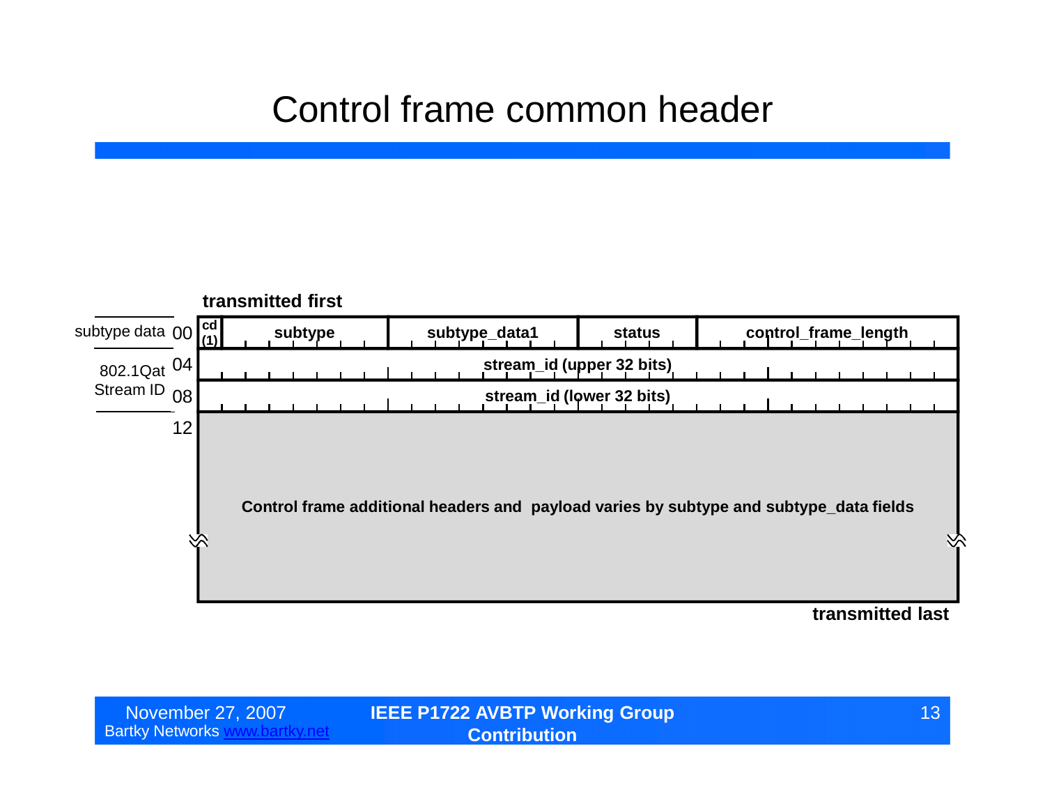# Control frame common header

transmitted first

| Offset | | | | | |
|---|---|---|---|---|---|
| subtype data 00 | cd (1) | subtype | subtype_data1 | status | control_frame_length |
| 802.1Qat Stream ID 04 | stream_id (upper 32 bits) | | | | |
| 08 | stream_id (lower 32 bits) | | | | |
| 12 | Control frame additional headers and payload varies by subtype and subtype_data fields | | | | |

transmitted last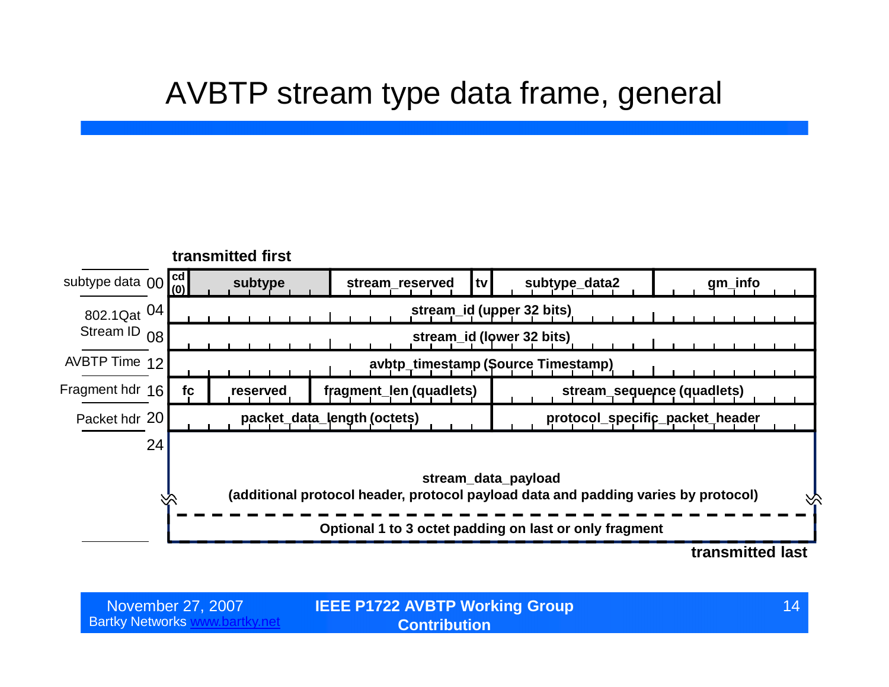# AVBTP stream type data frame, general

transmitted first

| Offset | | Fields | | | | | |
|---|---|---|---|---|---|---|---|
| subtype data | 00 | cd (0) | subtype | stream_reserved | tv | subtype_data2 | gm_info |
| 802.1Qat Stream ID | 04 | stream_id (upper 32 bits) | | | | | |
| | 08 | stream_id (lower 32 bits) | | | | | |
| AVBTP Time | 12 | avbtp_timestamp (Source Timestamp) | | | | | |
| Fragment hdr | 16 | fc | reserved | fragment_len (quadlets) | stream_sequence (quadlets) | | |
| Packet hdr | 20 | packet_data_length (octets) | | | protocol_specific_packet_header | | |
| | 24 | stream_data_payload (additional protocol header, protocol payload data and padding varies by protocol) | | | | | |
| | | Optional 1 to 3 octet padding on last or only fragment | | | | | |

transmitted last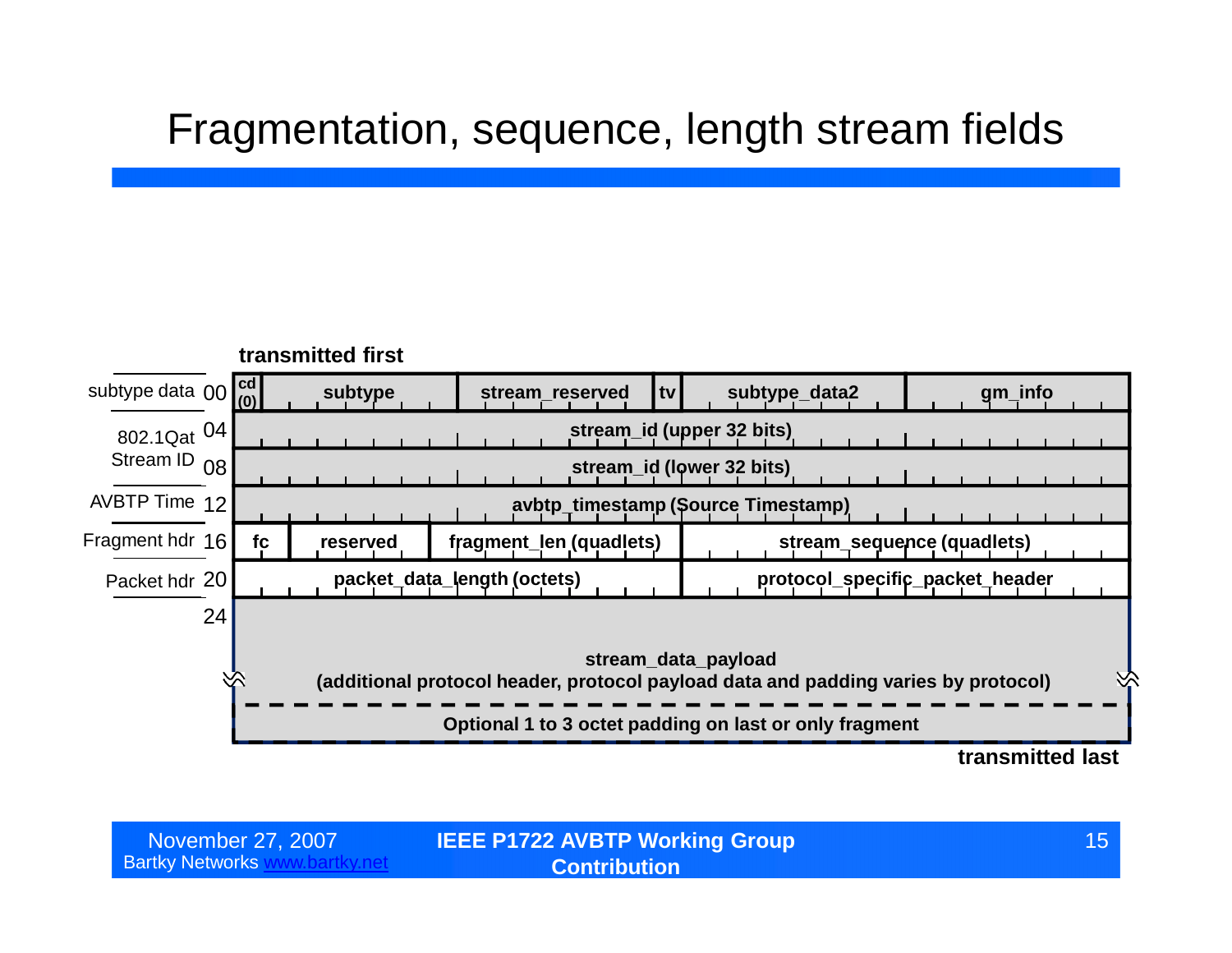# Fragmentation, sequence, length stream fields

transmitted first

| | Offset | | | | | | |
|---|---|---|---|---|---|---|---|
| subtype data | 00 | cd (0) | subtype | stream_reserved | tv | subtype_data2 | gm_info |
| 802.1Qat Stream ID | 04 | stream_id (upper 32 bits) | | | | | |
| | 08 | stream_id (lower 32 bits) | | | | | |
| AVBTP Time | 12 | avbtp_timestamp (Source Timestamp) | | | | | |
| Fragment hdr | 16 | fc | reserved | fragment_len (quadlets) | | stream_sequence (quadlets) | |
| Packet hdr | 20 | packet_data_length (octets) | | | | protocol_specific_packet_header | |
| | 24 | stream_data_payload (additional protocol header, protocol payload data and padding varies by protocol) | | | | | |
| | | Optional 1 to 3 octet padding on last or only fragment | | | | | |

transmitted last

November 27, 2007
Bartky Networks www.bartky.net

IEEE P1722 AVBTP Working Group Contribution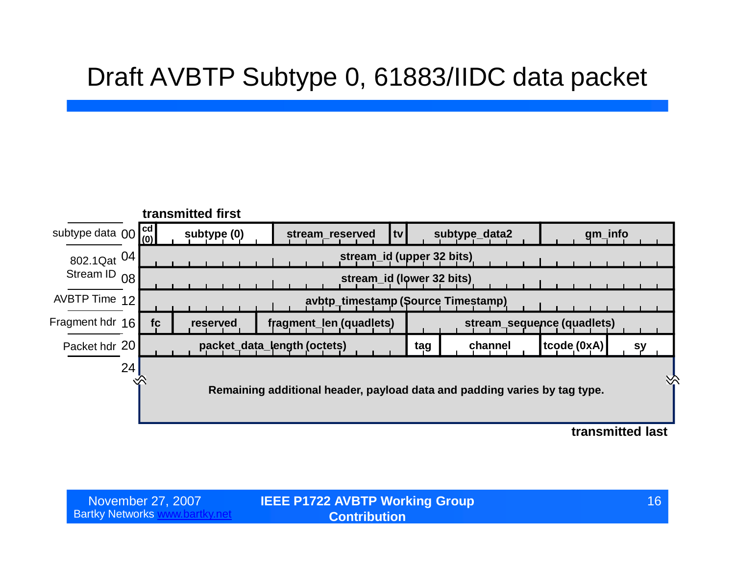# Draft AVBTP Subtype 0, 61883/IIDC data packet

**transmitted first**

| Section | Offset | Fields |
|---|---|---|
| subtype data | 00 | **cd (0)** \| **subtype (0)** \| **stream_reserved** \| **tv** \| **subtype_data2** \| **gm_info** |
| 802.1Qat Stream ID | 04 | **stream_id (upper 32 bits)** |
| | 08 | **stream_id (lower 32 bits)** |
| AVBTP Time | 12 | **avbtp_timestamp (Source Timestamp)** |
| Fragment hdr | 16 | **fc** \| **reserved** \| **fragment_len (quadlets)** \| **stream_sequence (quadlets)** |
| Packet hdr | 20 | **packet_data_length (octets)** \| **tag** \| **channel** \| **tcode (0xA)** \| **sy** |
| | 24 | **Remaining additional header, payload data and padding varies by tag type.** |

**transmitted last**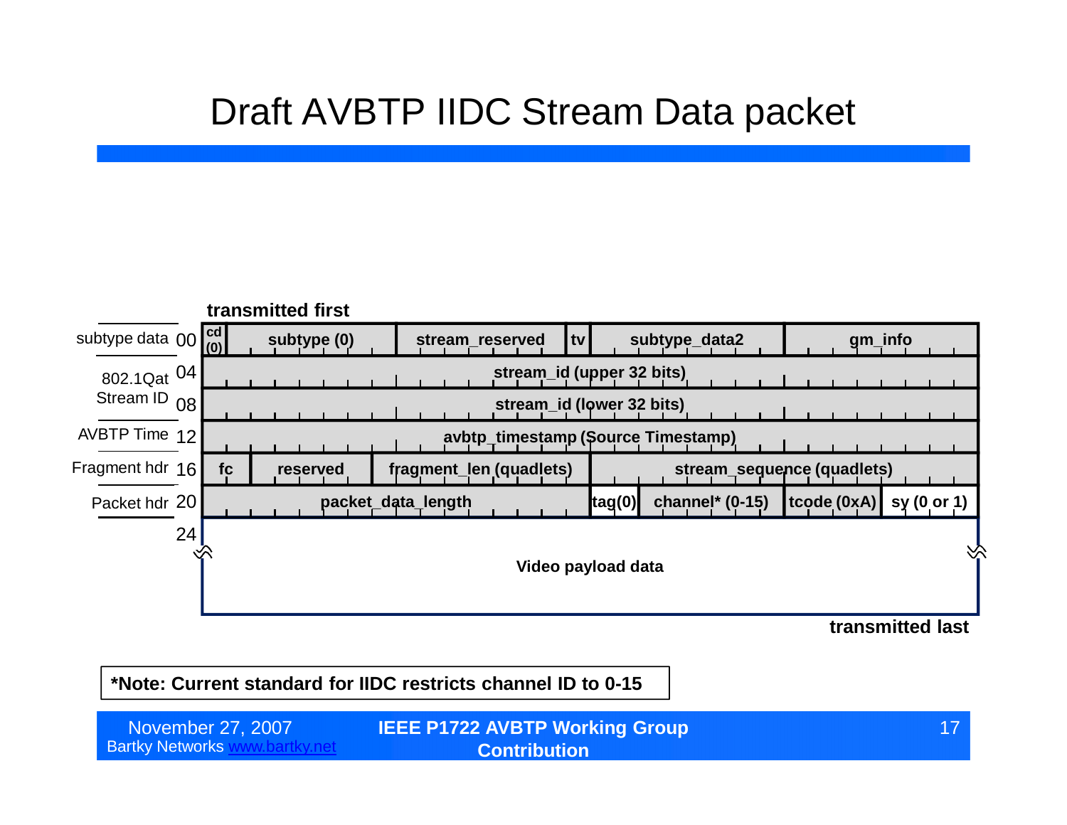# Draft AVBTP IIDC Stream Data packet

**transmitted first**

| Offset | Label | Fields |
|---|---|---|
| 00 | subtype data | cd (0) \| subtype (0) \| stream_reserved \| tv \| subtype_data2 \| gm_info |
| 04 | 802.1Qat Stream ID | stream_id (upper 32 bits) |
| 08 | | stream_id (lower 32 bits) |
| 12 | AVBTP Time | avbtp_timestamp (Source Timestamp) |
| 16 | Fragment hdr | fc \| reserved \| fragment_len (quadlets) \| stream_sequence (quadlets) |
| 20 | Packet hdr | packet_data_length \| tag(0) \| channel* (0-15) \| tcode (0xA) \| sy (0 or 1) |
| 24 | | Video payload data |

**transmitted last**

**\*Note: Current standard for IIDC restricts channel ID to 0-15**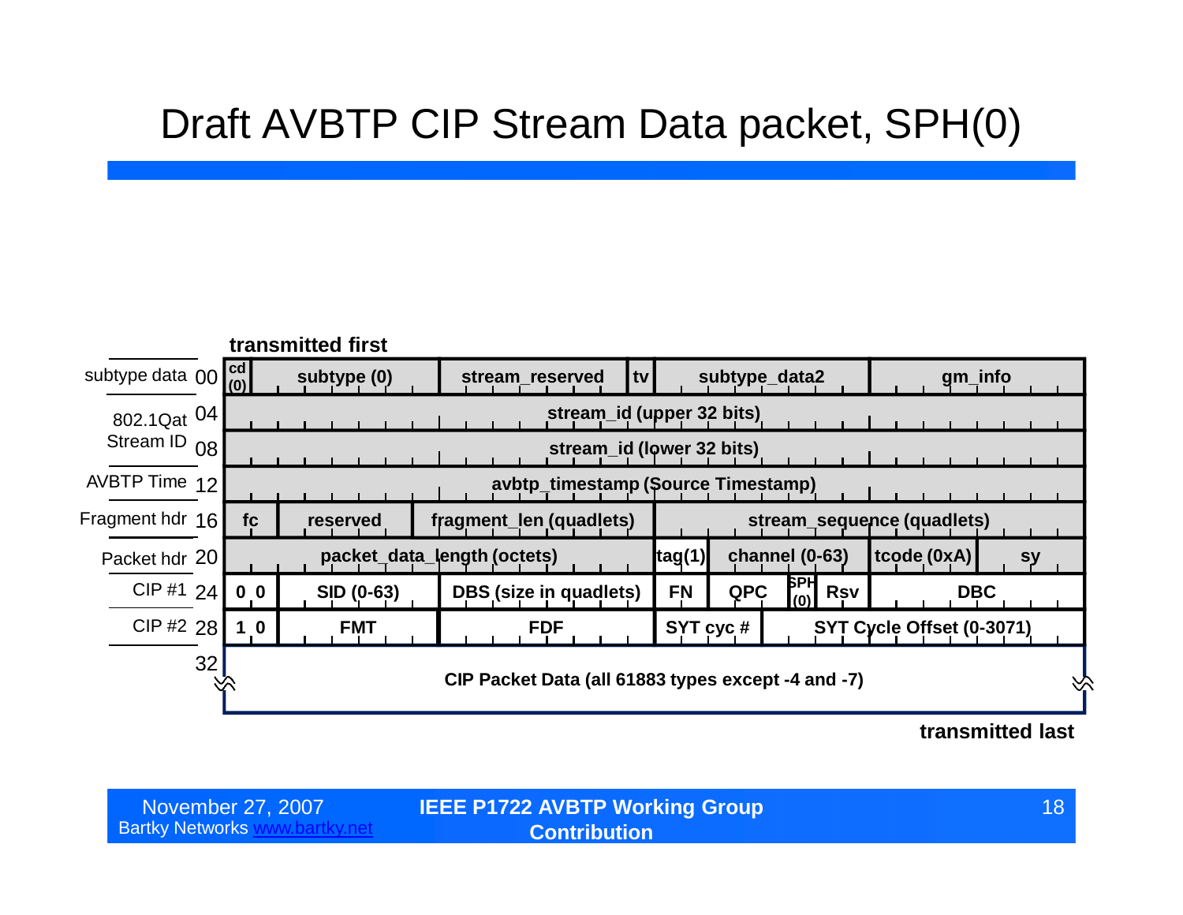# Draft AVBTP CIP Stream Data packet, SPH(0)

**transmitted first**

| Offset | Label | Fields |
|---|---|---|
| 00 | subtype data | cd (0) \| subtype (0) \| stream_reserved \| tv \| subtype_data2 \| gm_info |
| 04 | 802.1Qat Stream ID | stream_id (upper 32 bits) |
| 08 | | stream_id (lower 32 bits) |
| 12 | AVBTP Time | avbtp_timestamp (Source Timestamp) |
| 16 | Fragment hdr | fc \| reserved \| fragment_len (quadlets) \| stream_sequence (quadlets) |
| 20 | Packet hdr | packet_data_length (octets) \| tag(1) \| channel (0-63) \| tcode (0xA) \| sy |
| 24 | CIP #1 | 0 0 \| SID (0-63) \| DBS (size in quadlets) \| FN \| QPC \| SPH (0) \| Rsv \| DBC |
| 28 | CIP #2 | 1 0 \| FMT \| FDF \| SYT cyc # \| SYT Cycle Offset (0-3071) |
| 32 | | CIP Packet Data (all 61883 types except -4 and -7) |

**transmitted last**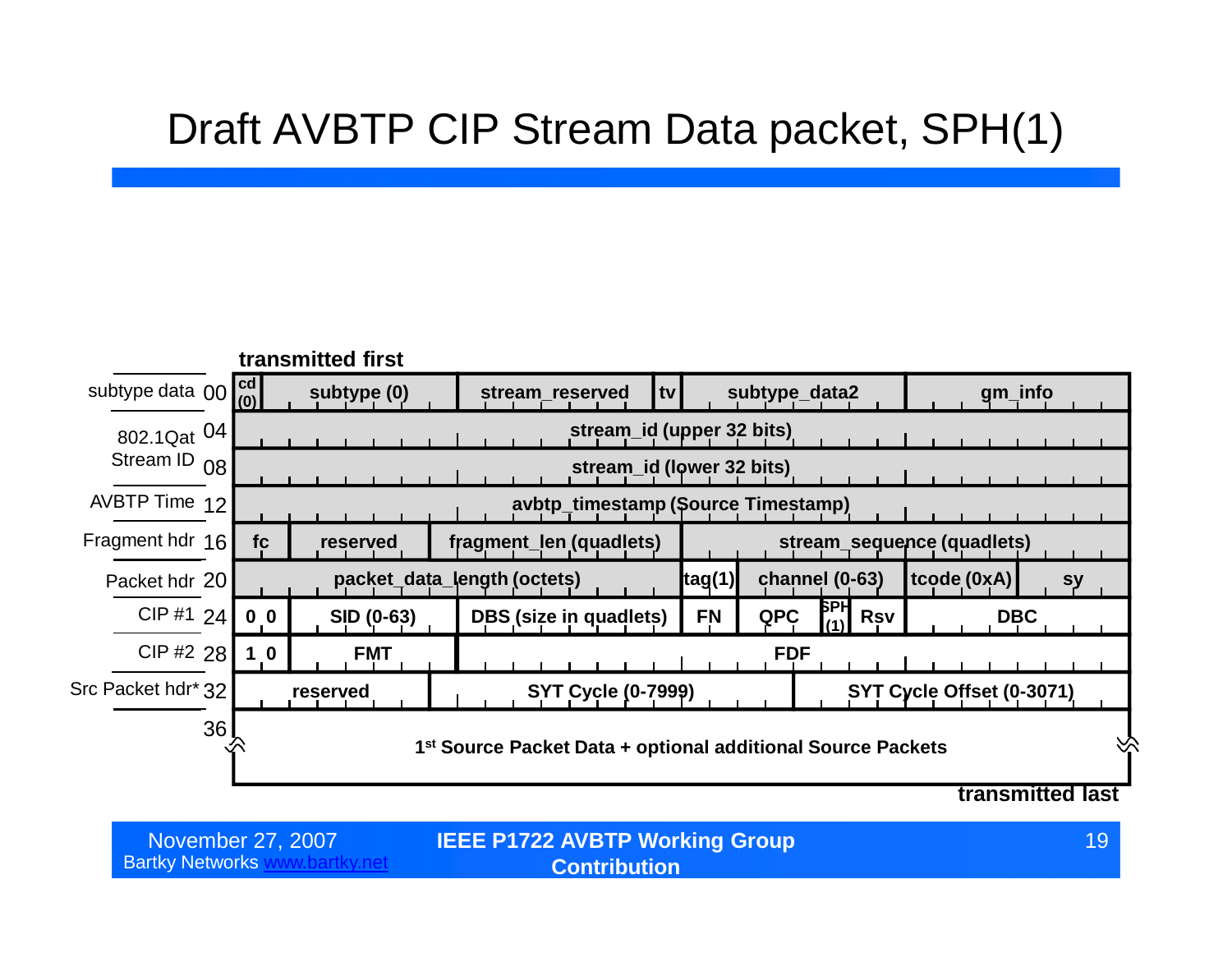# Draft AVBTP CIP Stream Data packet, SPH(1)

transmitted first

| Label | Offset | Fields |
|---|---|---|
| subtype data | 00 | cd (0) \| subtype (0) \| stream_reserved \| tv \| subtype_data2 \| gm_info |
| 802.1Qat Stream ID | 04 | stream_id (upper 32 bits) |
| | 08 | stream_id (lower 32 bits) |
| AVBTP Time | 12 | avbtp_timestamp (Source Timestamp) |
| Fragment hdr | 16 | fc \| reserved \| fragment_len (quadlets) \| stream_sequence (quadlets) |
| Packet hdr | 20 | packet_data_length (octets) \| tag(1) \| channel (0-63) \| tcode (0xA) \| sy |
| CIP #1 | 24 | 0 0 \| SID (0-63) \| DBS (size in quadlets) \| FN \| QPC \| SPH (1) \| Rsv \| DBC |
| CIP #2 | 28 | 1 0 \| FMT \| FDF |
| Src Packet hdr* | 32 | reserved \| SYT Cycle (0-7999) \| SYT Cycle Offset (0-3071) |
| | 36 | 1st Source Packet Data + optional additional Source Packets |

transmitted last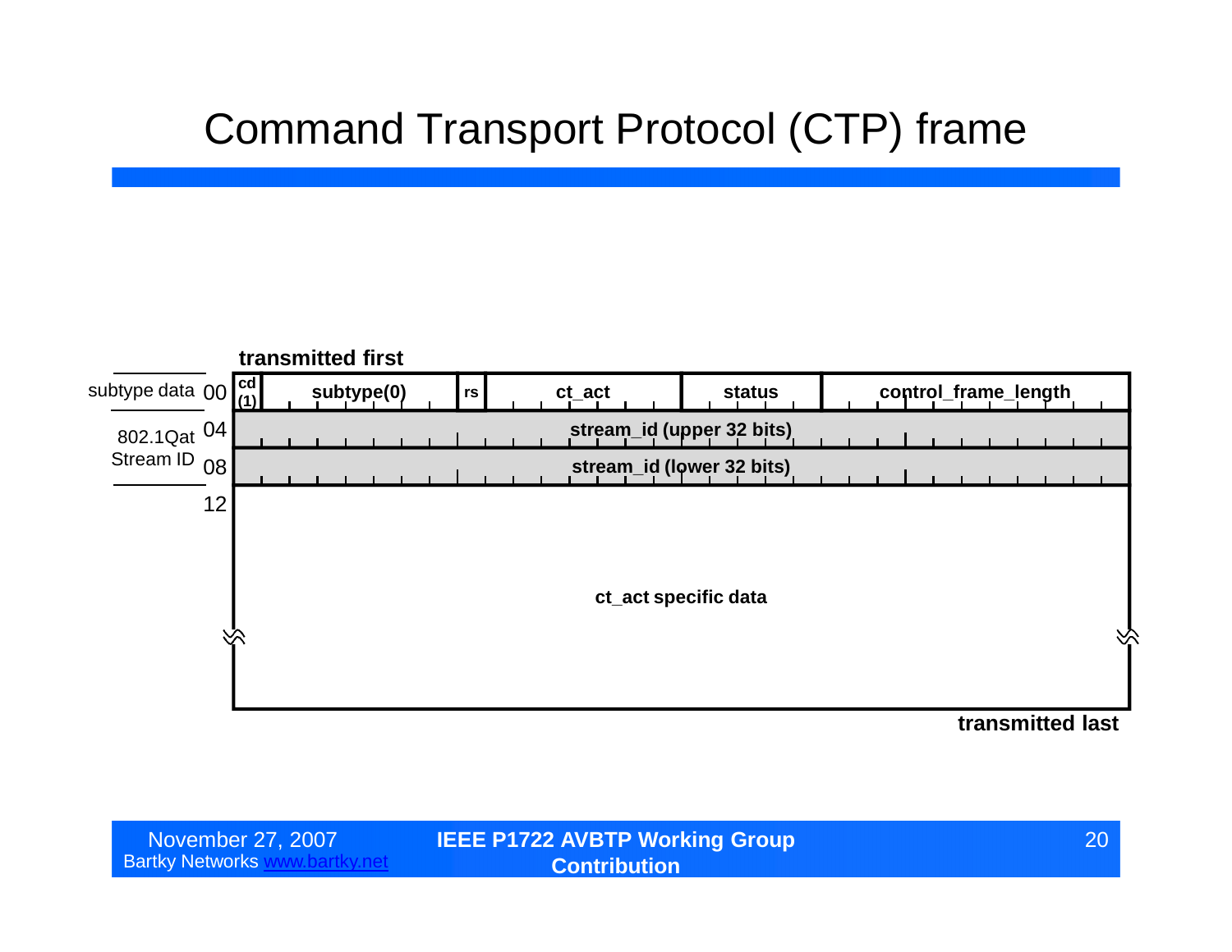# Command Transport Protocol (CTP) frame

**transmitted first**

| | Offset | | | | | | |
|---|---|---|---|---|---|---|---|
| subtype data | 00 | cd (1) | subtype(0) | rs | ct_act | status | control_frame_length |
| 802.1Qat Stream ID | 04 | stream_id (upper 32 bits) | | | | | |
| | 08 | stream_id (lower 32 bits) | | | | | |
| | 12 | ct_act specific data | | | | | |

**transmitted last**

November 27, 2007
Bartky Networks www.bartky.net

**IEEE P1722 AVBTP Working Group Contribution**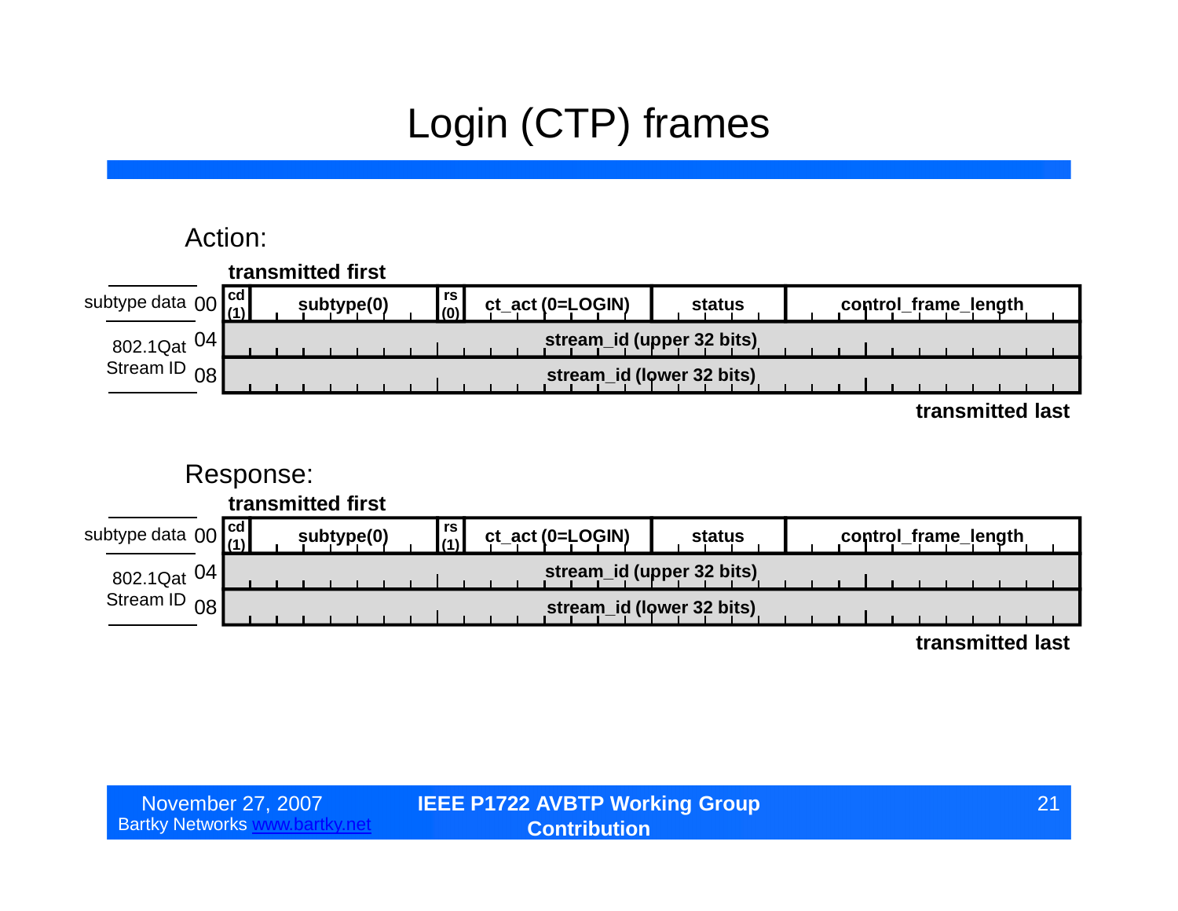# Login (CTP) frames

Action:

**transmitted first**

| | Offset | | | | | | |
|---|---|---|---|---|---|---|---|
| subtype data | 00 | cd (1) | subtype(0) | rs (0) | ct_act (0=LOGIN) | status | control_frame_length |
| 802.1Qat Stream ID | 04 | stream_id (upper 32 bits) | | | | | |
| | 08 | stream_id (lower 32 bits) | | | | | |

**transmitted last**

Response:

**transmitted first**

| | Offset | | | | | | |
|---|---|---|---|---|---|---|---|
| subtype data | 00 | cd (1) | subtype(0) | rs (1) | ct_act (0=LOGIN) | status | control_frame_length |
| 802.1Qat Stream ID | 04 | stream_id (upper 32 bits) | | | | | |
| | 08 | stream_id (lower 32 bits) | | | | | |

**transmitted last**

November 27, 2007
Bartky Networks www.bartky.net

**IEEE P1722 AVBTP Working Group Contribution**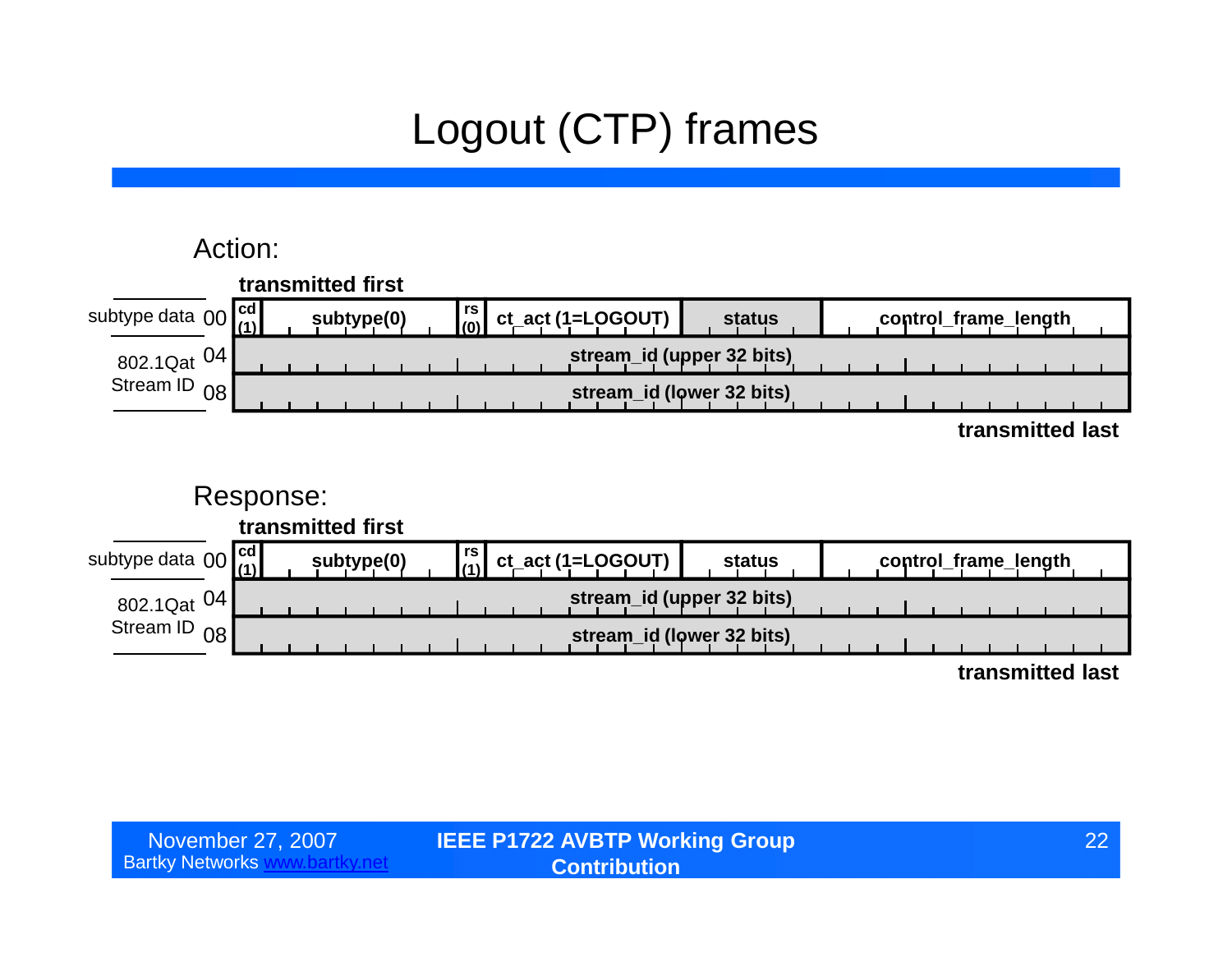# Logout (CTP) frames

## Action:

**transmitted first**

| | Offset | | | | | | |
|---|---|---|---|---|---|---|---|
| subtype data | 00 | cd (1) | subtype(0) | rs (0) | ct_act (1=LOGOUT) | status | control_frame_length |
| 802.1Qat Stream ID | 04 | stream_id (upper 32 bits) | | | | | |
| | 08 | stream_id (lower 32 bits) | | | | | |

**transmitted last**

## Response:

**transmitted first**

| | Offset | | | | | | |
|---|---|---|---|---|---|---|---|
| subtype data | 00 | cd (1) | subtype(0) | rs (1) | ct_act (1=LOGOUT) | status | control_frame_length |
| 802.1Qat Stream ID | 04 | stream_id (upper 32 bits) | | | | | |
| | 08 | stream_id (lower 32 bits) | | | | | |

**transmitted last**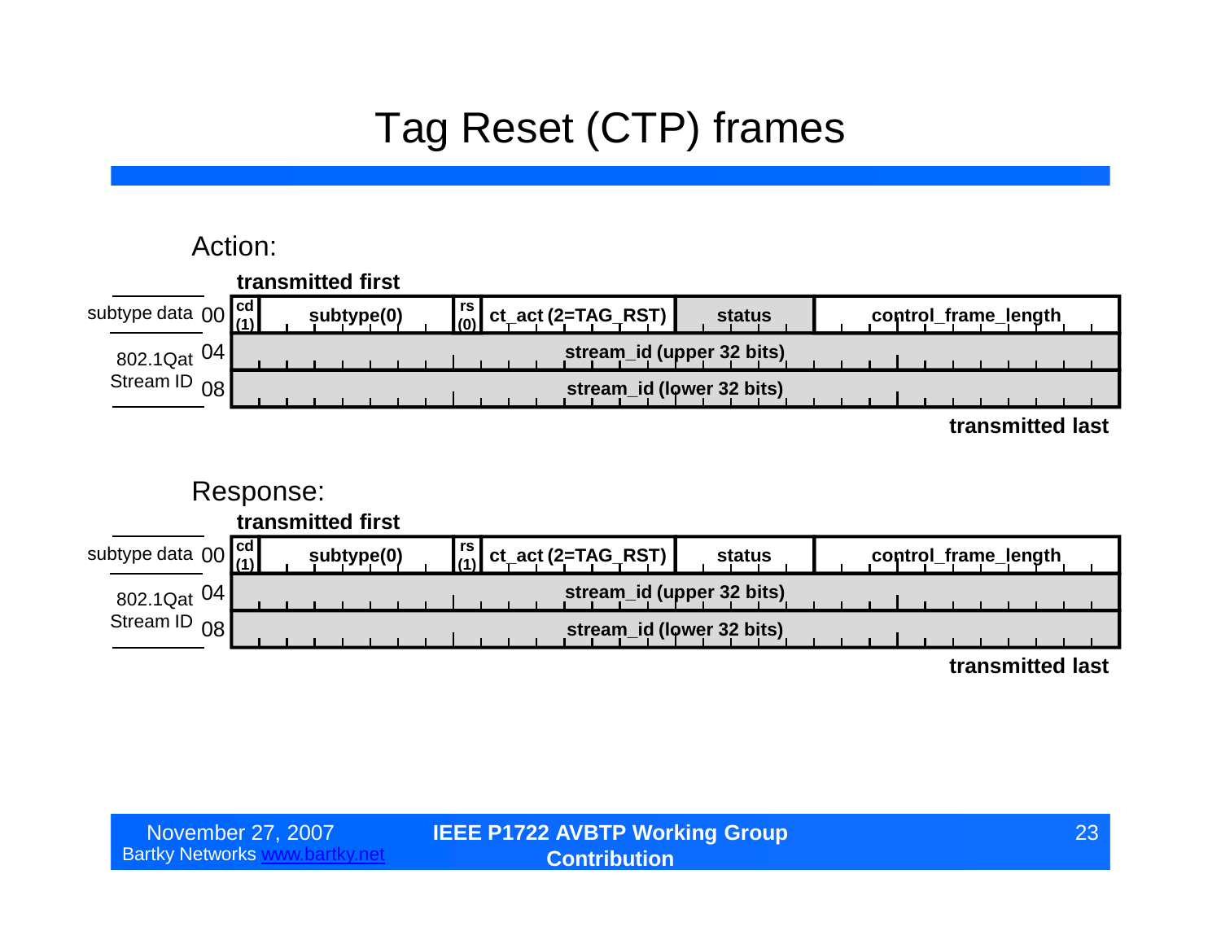# Tag Reset (CTP) frames

## Action:

**transmitted first**

| | Offset | | | | | | |
|---|---|---|---|---|---|---|---|
| subtype data | 00 | cd (1) | subtype(0) | rs (0) | ct_act (2=TAG_RST) | status | control_frame_length |
| 802.1Qat Stream ID | 04 | stream_id (upper 32 bits) | | | | | |
| | 08 | stream_id (lower 32 bits) | | | | | |

**transmitted last**

## Response:

**transmitted first**

| | Offset | | | | | | |
|---|---|---|---|---|---|---|---|
| subtype data | 00 | cd (1) | subtype(0) | rs (1) | ct_act (2=TAG_RST) | status | control_frame_length |
| 802.1Qat Stream ID | 04 | stream_id (upper 32 bits) | | | | | |
| | 08 | stream_id (lower 32 bits) | | | | | |

**transmitted last**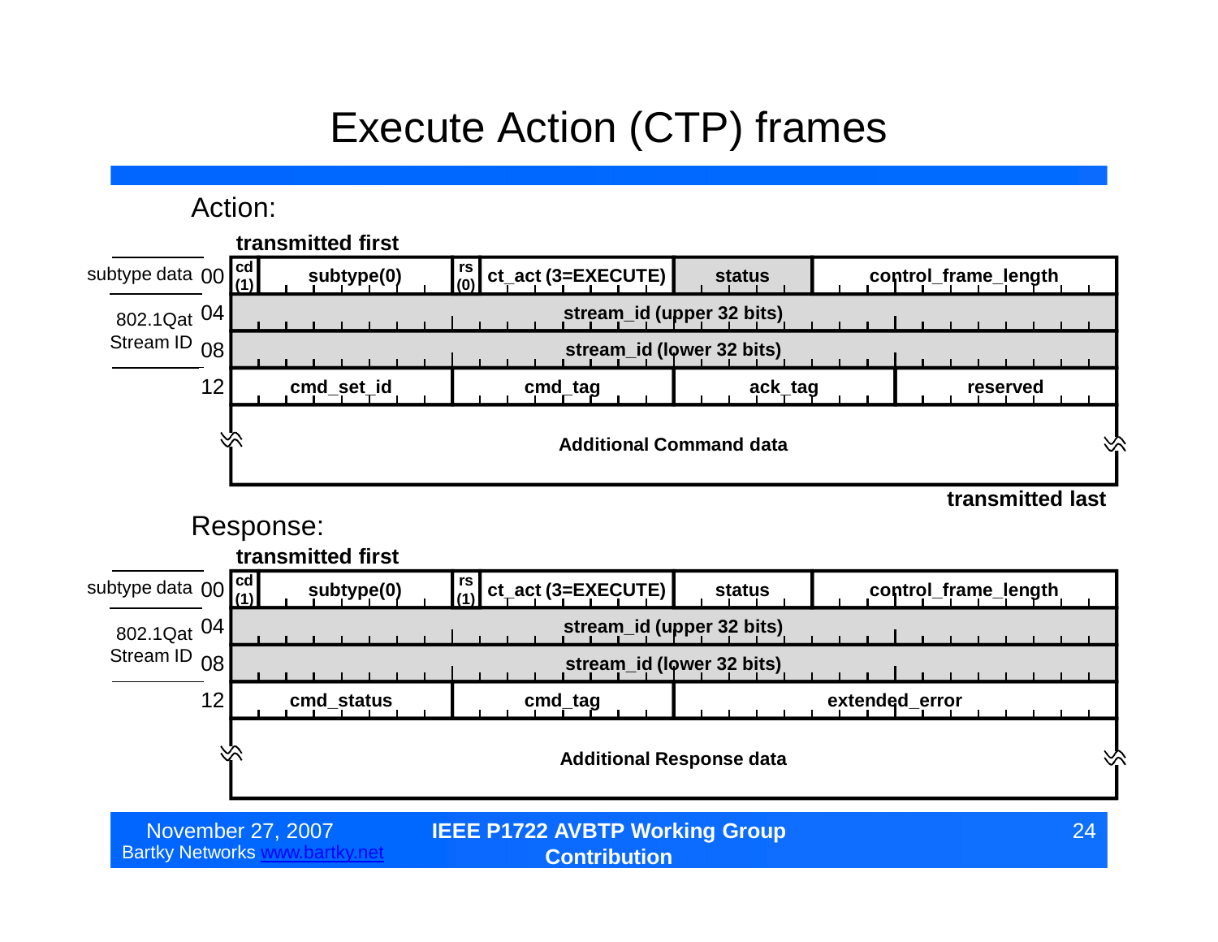# Execute Action (CTP) frames

## Action:

**transmitted first**

| Offset | | | | | | | |
|---|---|---|---|---|---|---|---|
| subtype data 00 | cd (1) | subtype(0) | rs (0) | ct_act (3=EXECUTE) | status | control_frame_length | |
| 802.1Qat Stream ID 04 | stream_id (upper 32 bits) | | | | | | |
| 08 | stream_id (lower 32 bits) | | | | | | |
| 12 | cmd_set_id | | cmd_tag | | ack_tag | | reserved |
| | Additional Command data | | | | | | |

**transmitted last**

## Response:

**transmitted first**

| Offset | | | | | | |
|---|---|---|---|---|---|---|
| subtype data 00 | cd (1) | subtype(0) | rs (1) | ct_act (3=EXECUTE) | status | control_frame_length |
| 802.1Qat Stream ID 04 | stream_id (upper 32 bits) | | | | | |
| 08 | stream_id (lower 32 bits) | | | | | |
| 12 | cmd_status | | cmd_tag | | extended_error | |
| | Additional Response data | | | | | |

November 27, 2007
Bartky Networks www.bartky.net

**IEEE P1722 AVBTP Working Group Contribution**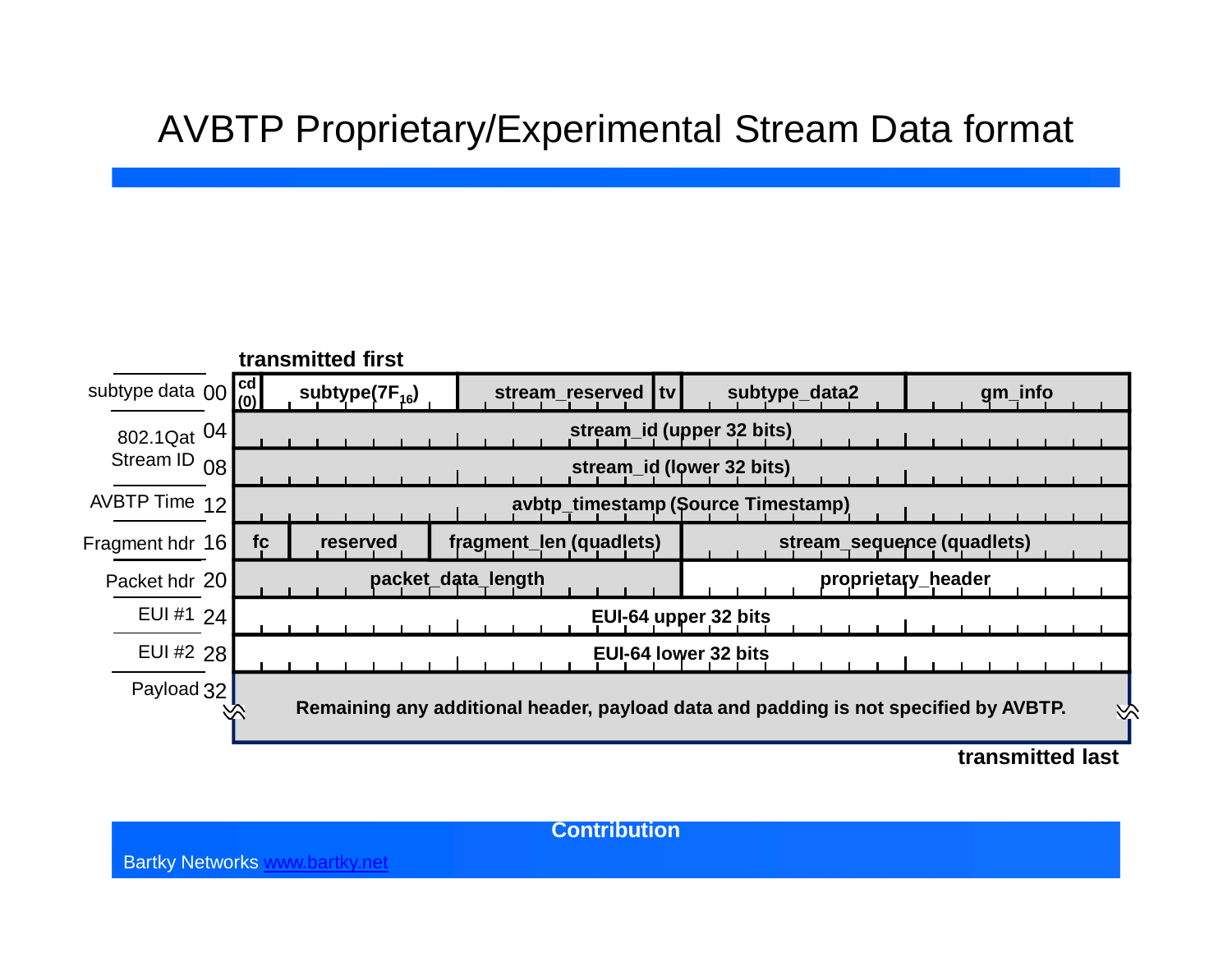# AVBTP Proprietary/Experimental Stream Data format

**transmitted first**

| | Offset | | | | | | |
|---|---|---|---|---|---|---|---|
| subtype data | 00 | cd (0) | subtype($7F_{16}$) | stream_reserved | tv | subtype_data2 | gm_info |
| 802.1Qat Stream ID | 04 | stream_id (upper 32 bits) | | | | | |
| | 08 | stream_id (lower 32 bits) | | | | | |
| AVBTP Time | 12 | avbtp_timestamp (Source Timestamp) | | | | | |
| Fragment hdr | 16 | fc | reserved | fragment_len (quadlets) | | stream_sequence (quadlets) | |
| Packet hdr | 20 | packet_data_length | | | | proprietary_header | |
| EUI #1 | 24 | EUI-64 upper 32 bits | | | | | |
| EUI #2 | 28 | EUI-64 lower 32 bits | | | | | |
| Payload | 32 | Remaining any additional header, payload data and padding is not specified by AVBTP. | | | | | |

**transmitted last**

**Contribution**

Bartky Networks www.bartky.net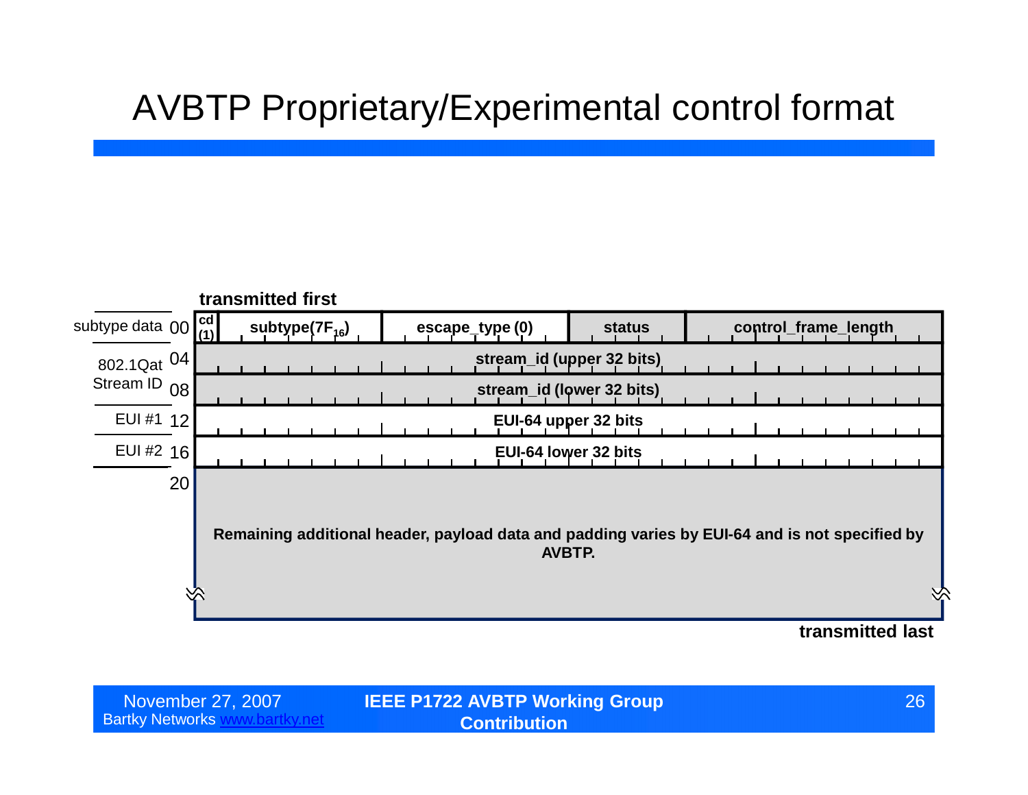# AVBTP Proprietary/Experimental control format

**transmitted first**

| | Offset | | | | | |
|---|---|---|---|---|---|---|
| subtype data | 00 | **cd (1)** | **subtype($7F_{16}$)** | **escape_type (0)** | **status** | **control_frame_length** |
| 802.1Qat Stream ID | 04 | **stream_id (upper 32 bits)** | | | | |
| | 08 | **stream_id (lower 32 bits)** | | | | |
| EUI #1 | 12 | **EUI-64 upper 32 bits** | | | | |
| EUI #2 | 16 | **EUI-64 lower 32 bits** | | | | |
| | 20 | **Remaining additional header, payload data and padding varies by EUI-64 and is not specified by AVBTP.** | | | | |

**transmitted last**

November 27, 2007
Bartky Networks www.bartky.net

**IEEE P1722 AVBTP Working Group Contribution**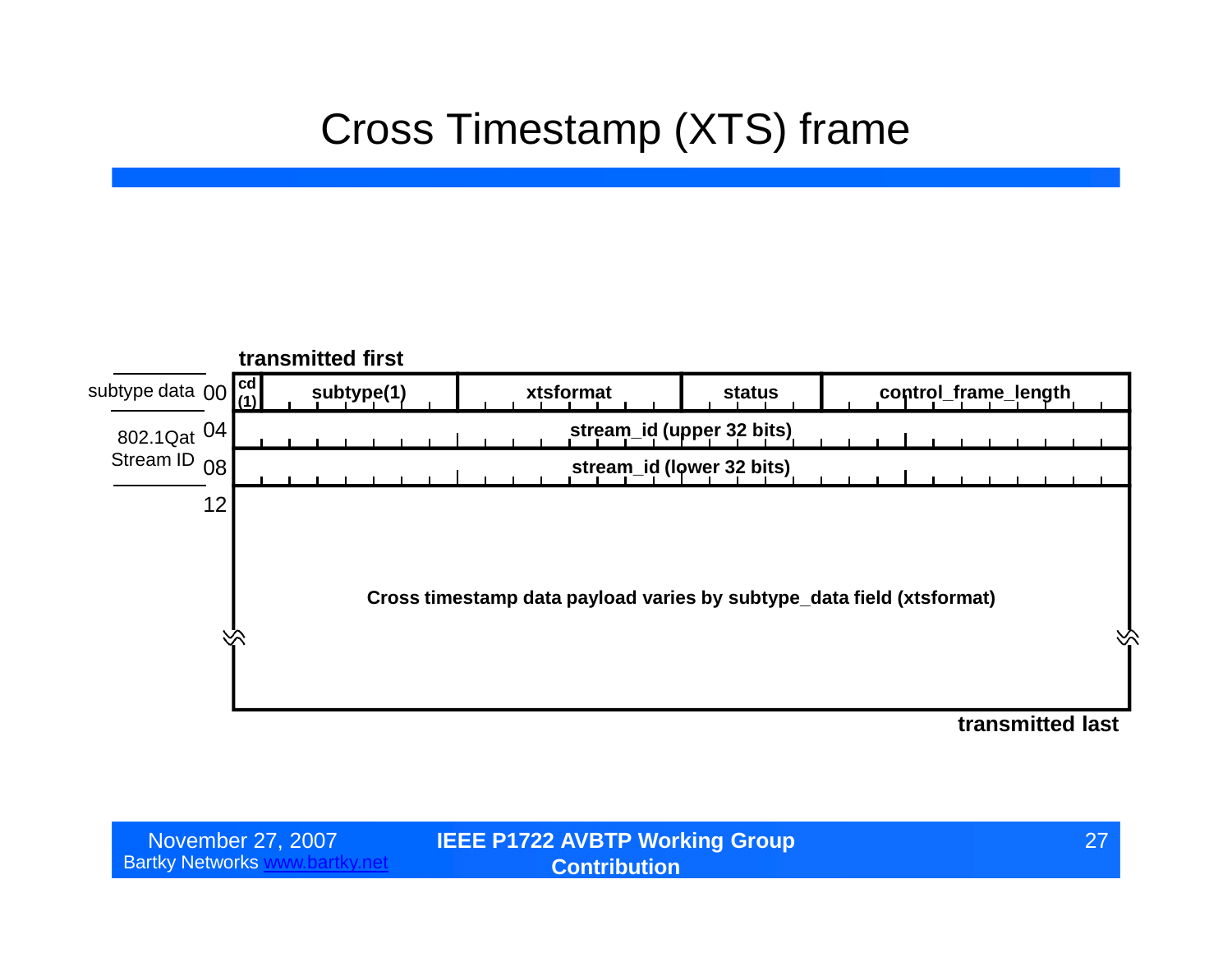# Cross Timestamp (XTS) frame

**transmitted first**

| | Offset | | | | | |
|---|---|---|---|---|---|---|
| subtype data | 00 | cd (1) | subtype(1) | xtsformat | status | control_frame_length |
| 802.1Qat Stream ID | 04 | stream_id (upper 32 bits) | | | | |
| | 08 | stream_id (lower 32 bits) | | | | |
| | 12 | Cross timestamp data payload varies by subtype_data field (xtsformat) | | | | |

**transmitted last**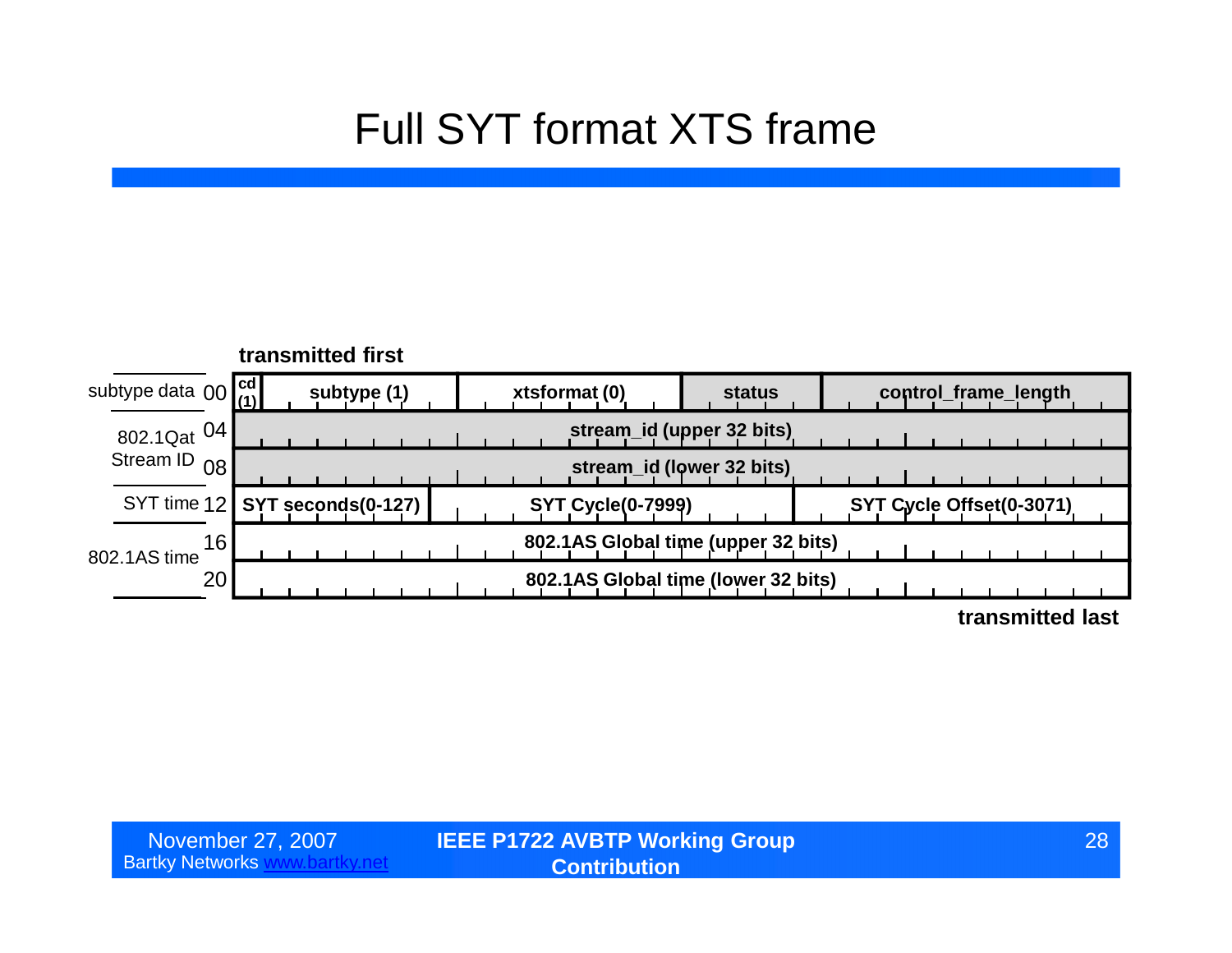# Full SYT format XTS frame

**transmitted first**

| | Offset | | | | | |
|---|---|---|---|---|---|---|
| subtype data | 00 | cd (1) | subtype (1) | xtsformat (0) | status | control_frame_length |
| 802.1Qat Stream ID | 04 | stream_id (upper 32 bits) | | | | |
| | 08 | stream_id (lower 32 bits) | | | | |
| SYT time | 12 | SYT seconds(0-127) | SYT Cycle(0-7999) | | SYT Cycle Offset(0-3071) | |
| 802.1AS time | 16 | 802.1AS Global time (upper 32 bits) | | | | |
| | 20 | 802.1AS Global time (lower 32 bits) | | | | |

**transmitted last**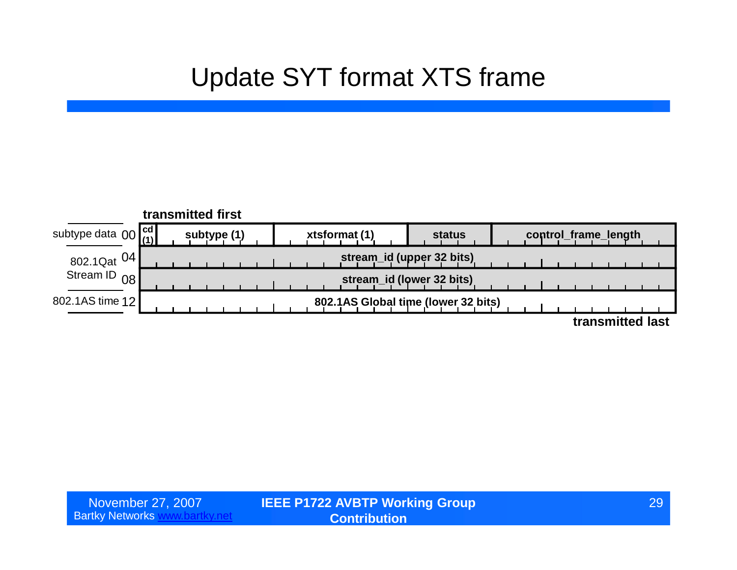# Update SYT format XTS frame

transmitted first

| | Offset | | | | | |
|---|---|---|---|---|---|---|
| subtype data | 00 | cd (1) | subtype (1) | xtsformat (1) | status | control_frame_length |
| 802.1Qat Stream ID | 04 | stream_id (upper 32 bits) | | | | |
| | 08 | stream_id (lower 32 bits) | | | | |
| 802.1AS time | 12 | 802.1AS Global time (lower 32 bits) | | | | |

transmitted last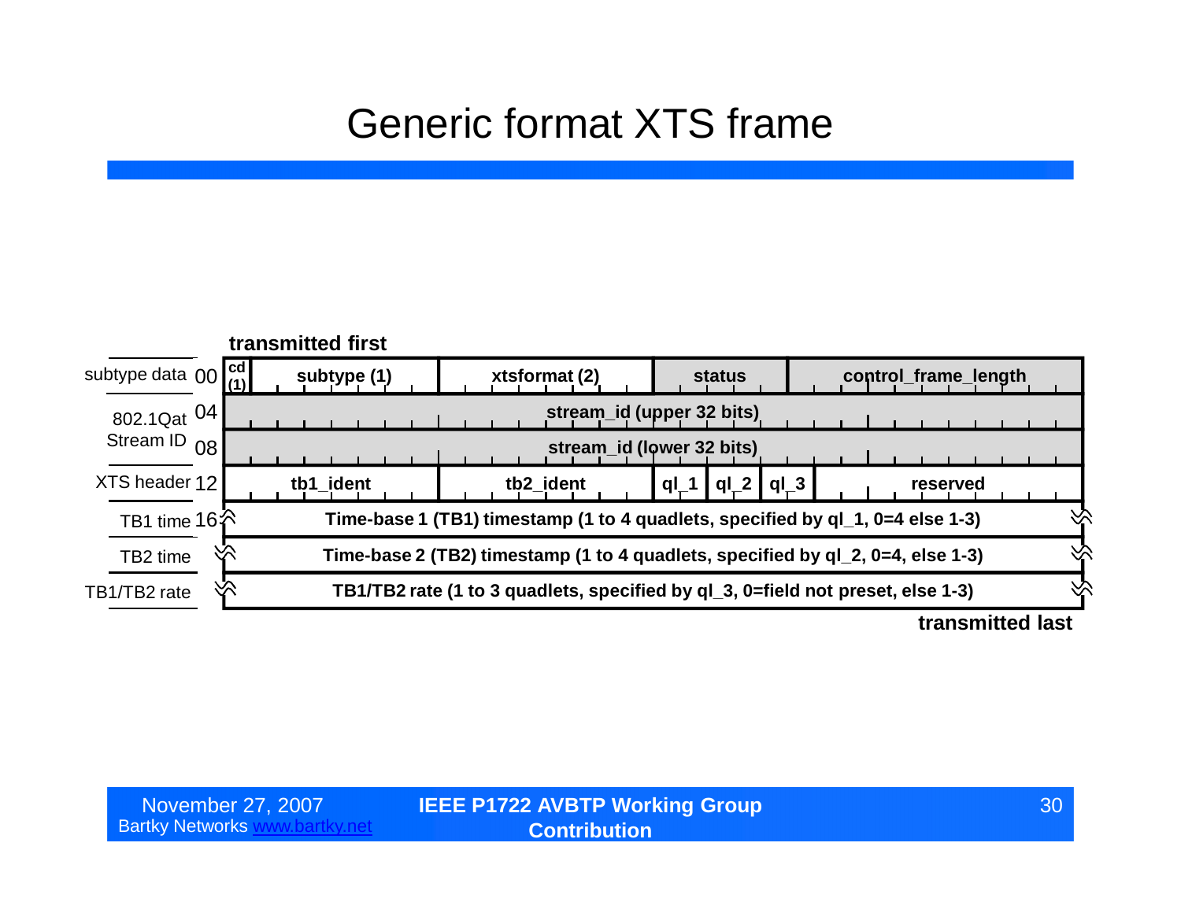# Generic format XTS frame

**transmitted first**

| | | | | | | | | |
|---|---|---|---|---|---|---|---|---|
| subtype data | 00 | **cd (1)** | **subtype (1)** | **xtsformat (2)** | **status** | | | **control_frame_length** |
| 802.1Qat Stream ID | 04 | **stream_id (upper 32 bits)** | | | | | | |
| | 08 | **stream_id (lower 32 bits)** | | | | | | |
| XTS header | 12 | **tb1_ident** | | **tb2_ident** | **ql_1** | **ql_2** | **ql_3** | **reserved** |
| TB1 time | 16 | **Time-base 1 (TB1) timestamp (1 to 4 quadlets, specified by ql_1, 0=4 else 1-3)** | | | | | | |
| TB2 time | | **Time-base 2 (TB2) timestamp (1 to 4 quadlets, specified by ql_2, 0=4, else 1-3)** | | | | | | |
| TB1/TB2 rate | | **TB1/TB2 rate (1 to 3 quadlets, specified by ql_3, 0=field not preset, else 1-3)** | | | | | | |

**transmitted last**